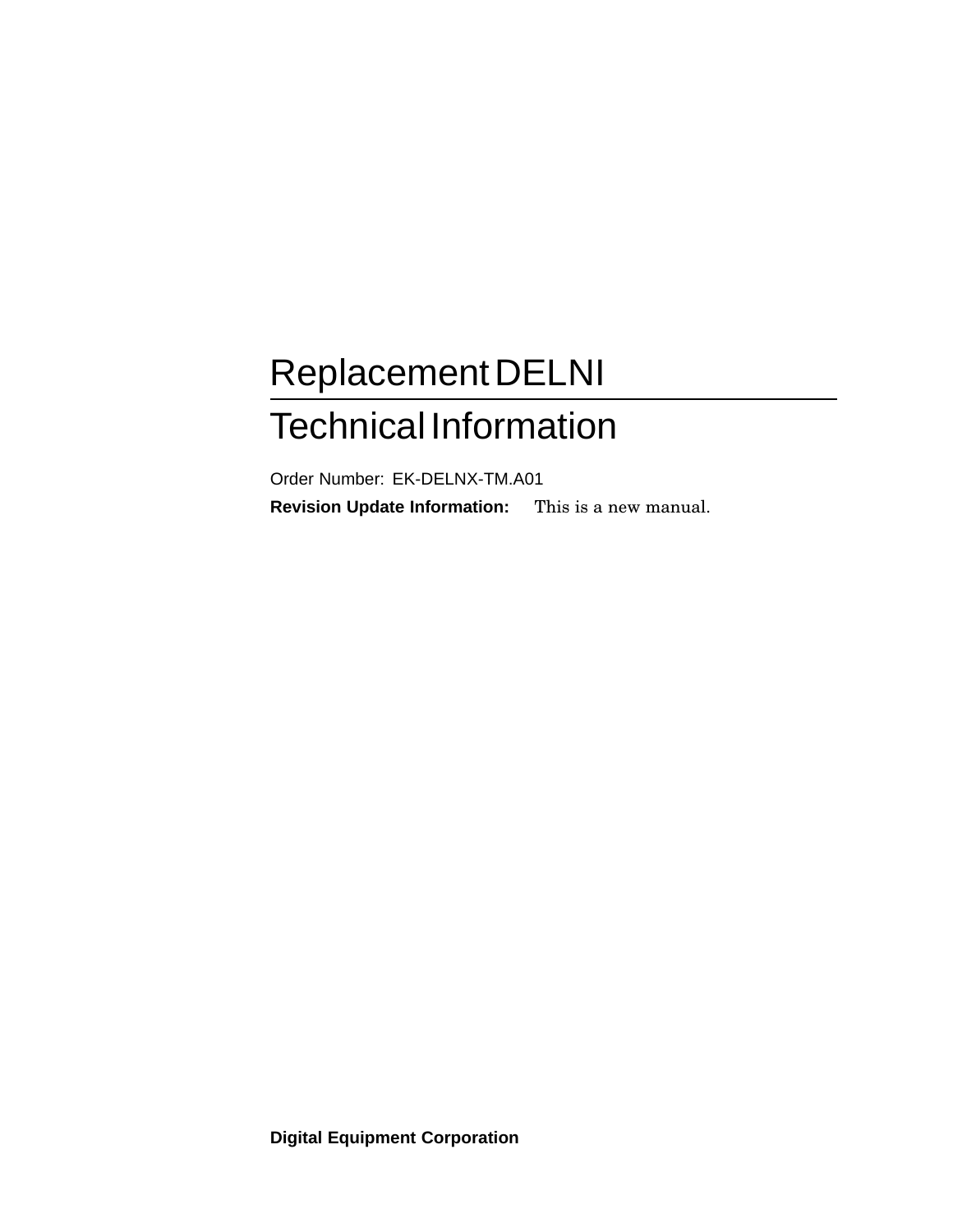# Replacement DELNI

# Technical Information

Order Number: EK-DELNX-TM.A01

**Revision Update Information:** This is a new manual.

**Digital Equipment Corporation**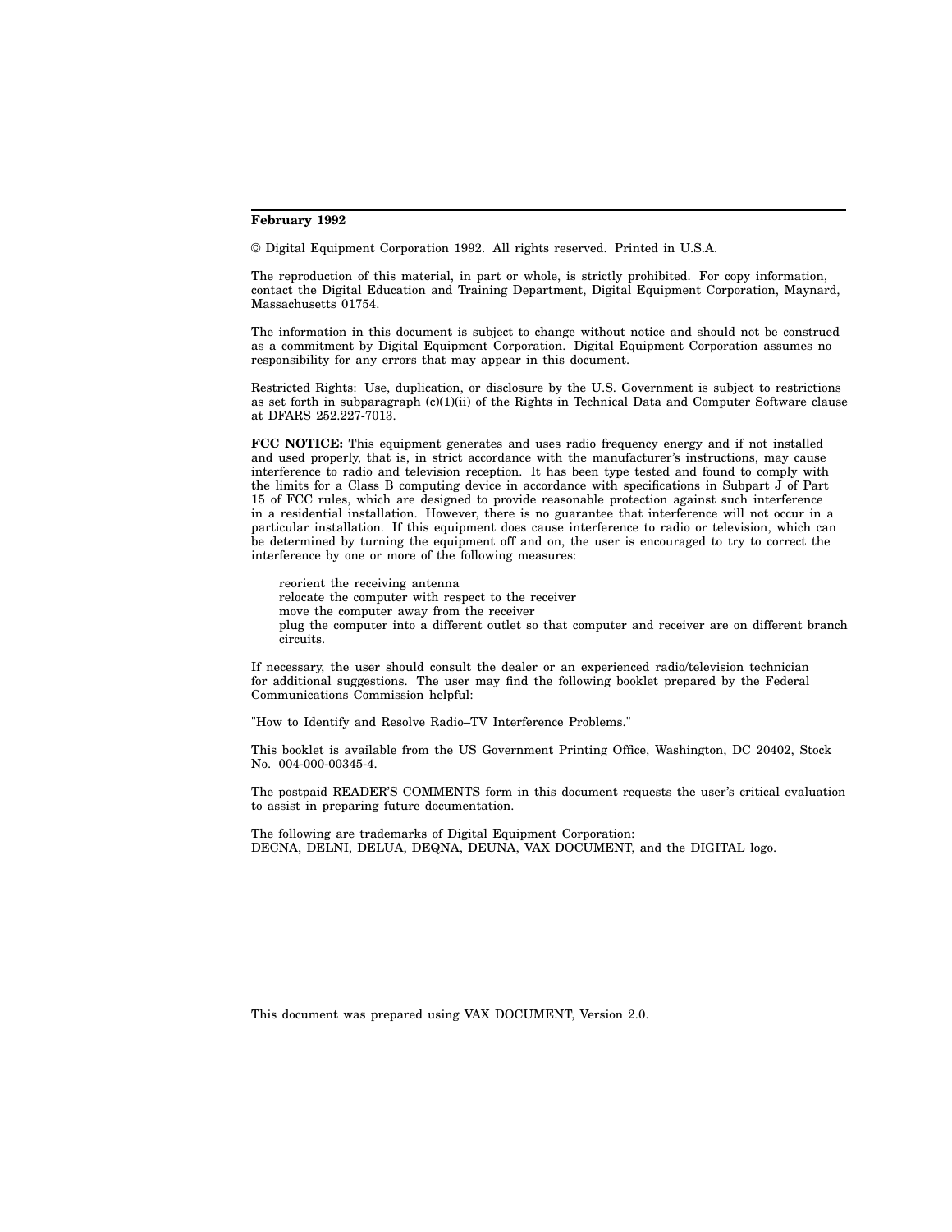**February 1992**

© Digital Equipment Corporation 1992. All rights reserved. Printed in U.S.A.

The reproduction of this material, in part or whole, is strictly prohibited. For copy information, contact the Digital Education and Training Department, Digital Equipment Corporation, Maynard, Massachusetts 01754.

The information in this document is subject to change without notice and should not be construed as a commitment by Digital Equipment Corporation. Digital Equipment Corporation assumes no responsibility for any errors that may appear in this document.

Restricted Rights: Use, duplication, or disclosure by the U.S. Government is subject to restrictions as set forth in subparagraph (c)(1)(ii) of the Rights in Technical Data and Computer Software clause at DFARS 252.227-7013.

**FCC NOTICE:** This equipment generates and uses radio frequency energy and if not installed and used properly, that is, in strict accordance with the manufacturer's instructions, may cause interference to radio and television reception. It has been type tested and found to comply with the limits for a Class B computing device in accordance with specifications in Subpart J of Part 15 of FCC rules, which are designed to provide reasonable protection against such interference in a residential installation. However, there is no guarantee that interference will not occur in a particular installation. If this equipment does cause interference to radio or television, which can be determined by turning the equipment off and on, the user is encouraged to try to correct the interference by one or more of the following measures:

reorient the receiving antenna
relocate the computer with respect to the receiver
move the computer away from the receiver
plug the computer into a different outlet so that computer and receiver are on different branch circuits.

If necessary, the user should consult the dealer or an experienced radio/television technician for additional suggestions. The user may find the following booklet prepared by the Federal Communications Commission helpful:

"How to Identify and Resolve Radio–TV Interference Problems."

This booklet is available from the US Government Printing Office, Washington, DC 20402, Stock No. 004-000-00345-4.

The postpaid READER'S COMMENTS form in this document requests the user's critical evaluation to assist in preparing future documentation.

The following are trademarks of Digital Equipment Corporation:
DECNA, DELNI, DELUA, DEQNA, DEUNA, VAX DOCUMENT, and the DIGITAL logo.

This document was prepared using VAX DOCUMENT, Version 2.0.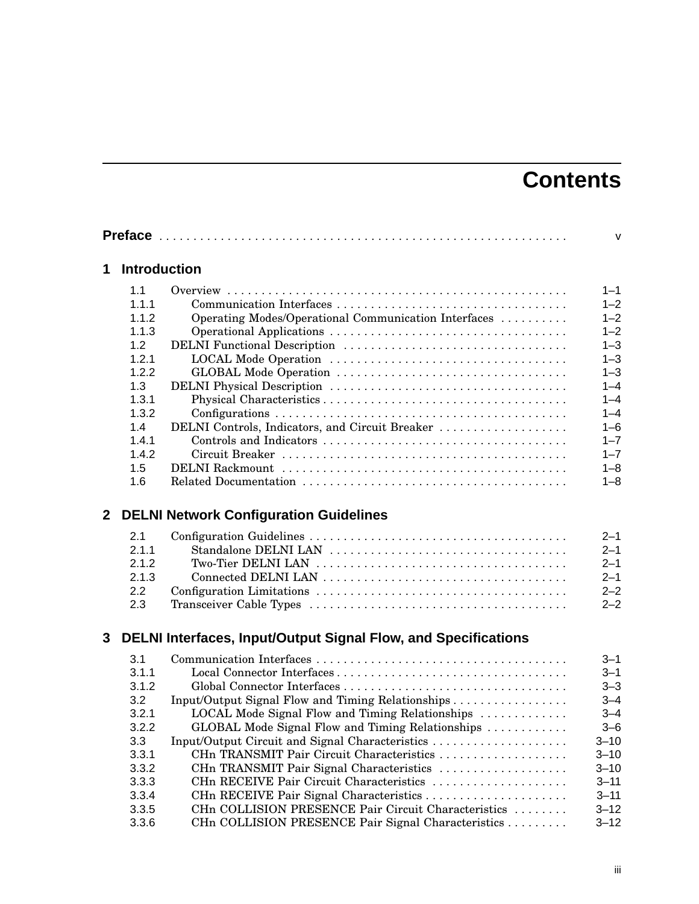# Contents

**Preface** ........................................................... v

## 1 Introduction

| | | |
|---|---|---|
| 1.1 | Overview | 1–1 |
| 1.1.1 | Communication Interfaces | 1–2 |
| 1.1.2 | Operating Modes/Operational Communication Interfaces | 1–2 |
| 1.1.3 | Operational Applications | 1–2 |
| 1.2 | DELNI Functional Description | 1–3 |
| 1.2.1 | LOCAL Mode Operation | 1–3 |
| 1.2.2 | GLOBAL Mode Operation | 1–3 |
| 1.3 | DELNI Physical Description | 1–4 |
| 1.3.1 | Physical Characteristics | 1–4 |
| 1.3.2 | Configurations | 1–4 |
| 1.4 | DELNI Controls, Indicators, and Circuit Breaker | 1–6 |
| 1.4.1 | Controls and Indicators | 1–7 |
| 1.4.2 | Circuit Breaker | 1–7 |
| 1.5 | DELNI Rackmount | 1–8 |
| 1.6 | Related Documentation | 1–8 |

## 2 DELNI Network Configuration Guidelines

| | | |
|---|---|---|
| 2.1 | Configuration Guidelines | 2–1 |
| 2.1.1 | Standalone DELNI LAN | 2–1 |
| 2.1.2 | Two-Tier DELNI LAN | 2–1 |
| 2.1.3 | Connected DELNI LAN | 2–1 |
| 2.2 | Configuration Limitations | 2–2 |
| 2.3 | Transceiver Cable Types | 2–2 |

## 3 DELNI Interfaces, Input/Output Signal Flow, and Specifications

| | | |
|---|---|---|
| 3.1 | Communication Interfaces | 3–1 |
| 3.1.1 | Local Connector Interfaces | 3–1 |
| 3.1.2 | Global Connector Interfaces | 3–3 |
| 3.2 | Input/Output Signal Flow and Timing Relationships | 3–4 |
| 3.2.1 | LOCAL Mode Signal Flow and Timing Relationships | 3–4 |
| 3.2.2 | GLOBAL Mode Signal Flow and Timing Relationships | 3–6 |
| 3.3 | Input/Output Circuit and Signal Characteristics | 3–10 |
| 3.3.1 | CHn TRANSMIT Pair Circuit Characteristics | 3–10 |
| 3.3.2 | CHn TRANSMIT Pair Signal Characteristics | 3–10 |
| 3.3.3 | CHn RECEIVE Pair Circuit Characteristics | 3–11 |
| 3.3.4 | CHn RECEIVE Pair Signal Characteristics | 3–11 |
| 3.3.5 | CHn COLLISION PRESENCE Pair Circuit Characteristics | 3–12 |
| 3.3.6 | CHn COLLISION PRESENCE Pair Signal Characteristics | 3–12 |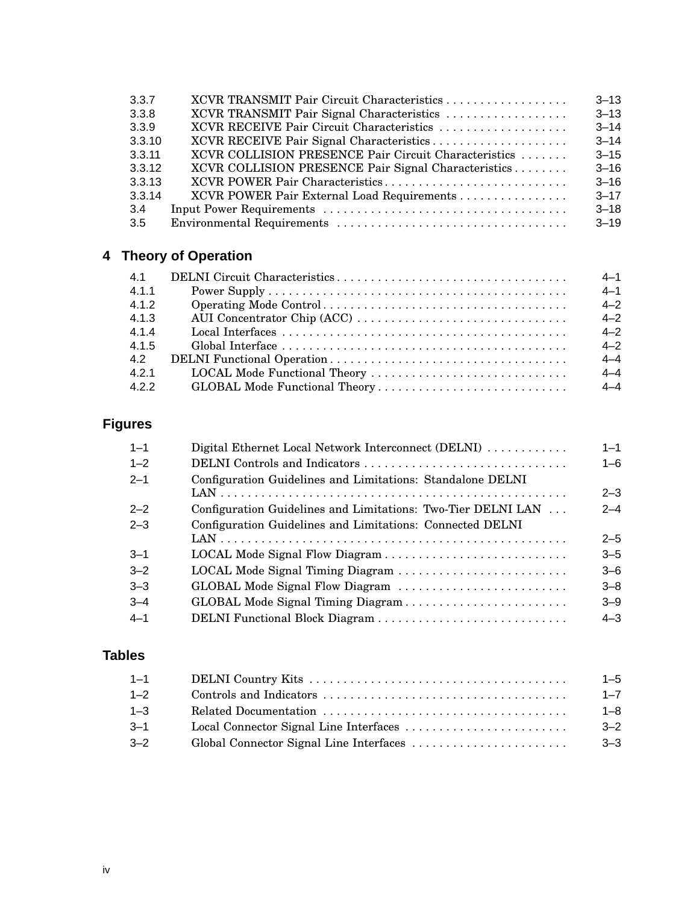| | | |
|---|---|---|
| 3.3.7 | XCVR TRANSMIT Pair Circuit Characteristics | 3–13 |
| 3.3.8 | XCVR TRANSMIT Pair Signal Characteristics | 3–13 |
| 3.3.9 | XCVR RECEIVE Pair Circuit Characteristics | 3–14 |
| 3.3.10 | XCVR RECEIVE Pair Signal Characteristics | 3–14 |
| 3.3.11 | XCVR COLLISION PRESENCE Pair Circuit Characteristics | 3–15 |
| 3.3.12 | XCVR COLLISION PRESENCE Pair Signal Characteristics | 3–16 |
| 3.3.13 | XCVR POWER Pair Characteristics | 3–16 |
| 3.3.14 | XCVR POWER Pair External Load Requirements | 3–17 |
| 3.4 | Input Power Requirements | 3–18 |
| 3.5 | Environmental Requirements | 3–19 |

## 4 Theory of Operation

| | | |
|---|---|---|
| 4.1 | DELNI Circuit Characteristics | 4–1 |
| 4.1.1 | Power Supply | 4–1 |
| 4.1.2 | Operating Mode Control | 4–2 |
| 4.1.3 | AUI Concentrator Chip (ACC) | 4–2 |
| 4.1.4 | Local Interfaces | 4–2 |
| 4.1.5 | Global Interface | 4–2 |
| 4.2 | DELNI Functional Operation | 4–4 |
| 4.2.1 | LOCAL Mode Functional Theory | 4–4 |
| 4.2.2 | GLOBAL Mode Functional Theory | 4–4 |

## Figures

| | | |
|---|---|---|
| 1–1 | Digital Ethernet Local Network Interconnect (DELNI) | 1–1 |
| 1–2 | DELNI Controls and Indicators | 1–6 |
| 2–1 | Configuration Guidelines and Limitations: Standalone DELNI LAN | 2–3 |
| 2–2 | Configuration Guidelines and Limitations: Two-Tier DELNI LAN | 2–4 |
| 2–3 | Configuration Guidelines and Limitations: Connected DELNI LAN | 2–5 |
| 3–1 | LOCAL Mode Signal Flow Diagram | 3–5 |
| 3–2 | LOCAL Mode Signal Timing Diagram | 3–6 |
| 3–3 | GLOBAL Mode Signal Flow Diagram | 3–8 |
| 3–4 | GLOBAL Mode Signal Timing Diagram | 3–9 |
| 4–1 | DELNI Functional Block Diagram | 4–3 |

## Tables

| | | |
|---|---|---|
| 1–1 | DELNI Country Kits | 1–5 |
| 1–2 | Controls and Indicators | 1–7 |
| 1–3 | Related Documentation | 1–8 |
| 3–1 | Local Connector Signal Line Interfaces | 3–2 |
| 3–2 | Global Connector Signal Line Interfaces | 3–3 |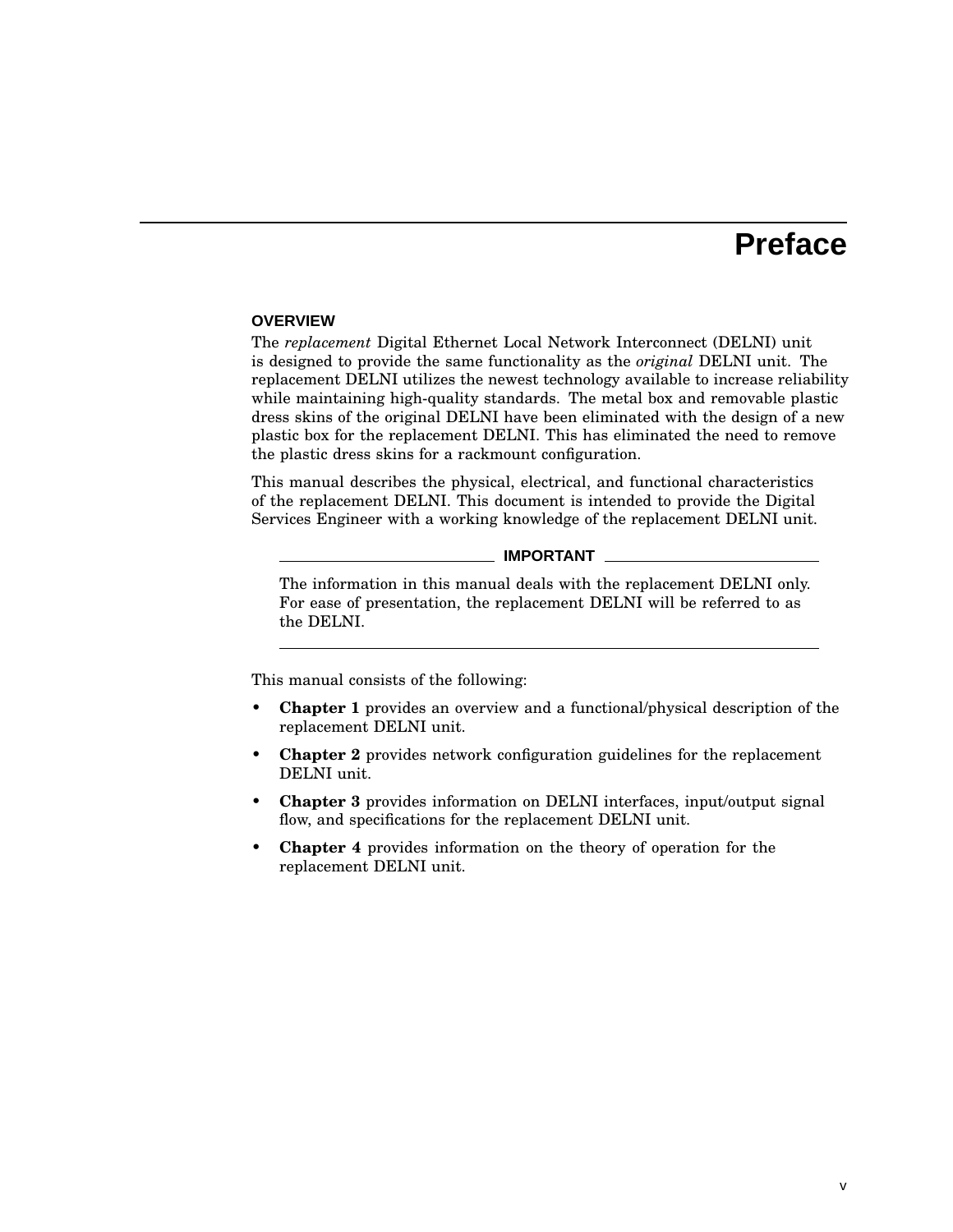# Preface

## OVERVIEW

The *replacement* Digital Ethernet Local Network Interconnect (DELNI) unit is designed to provide the same functionality as the *original* DELNI unit. The replacement DELNI utilizes the newest technology available to increase reliability while maintaining high-quality standards. The metal box and removable plastic dress skins of the original DELNI have been eliminated with the design of a new plastic box for the replacement DELNI. This has eliminated the need to remove the plastic dress skins for a rackmount configuration.

This manual describes the physical, electrical, and functional characteristics of the replacement DELNI. This document is intended to provide the Digital Services Engineer with a working knowledge of the replacement DELNI unit.

---

**IMPORTANT**

The information in this manual deals with the replacement DELNI only. For ease of presentation, the replacement DELNI will be referred to as the DELNI.

---

This manual consists of the following:

- **Chapter 1** provides an overview and a functional/physical description of the replacement DELNI unit.
- **Chapter 2** provides network configuration guidelines for the replacement DELNI unit.
- **Chapter 3** provides information on DELNI interfaces, input/output signal flow, and specifications for the replacement DELNI unit.
- **Chapter 4** provides information on the theory of operation for the replacement DELNI unit.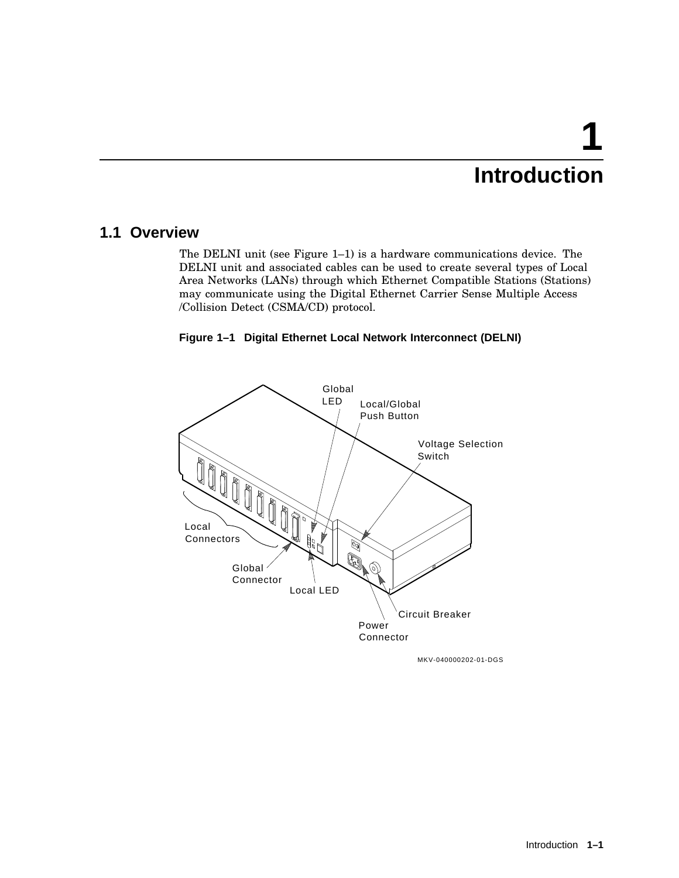# 1 Introduction

## 1.1 Overview

The DELNI unit (see Figure 1–1) is a hardware communications device. The DELNI unit and associated cables can be used to create several types of Local Area Networks (LANs) through which Ethernet Compatible Stations (Stations) may communicate using the Digital Ethernet Carrier Sense Multiple Access /Collision Detect (CSMA/CD) protocol.

**Figure 1–1 Digital Ethernet Local Network Interconnect (DELNI)**

Global LED
Local/Global Push Button
Voltage Selection Switch
Local Connectors
Global Connector
Local LED
Circuit Breaker
Power Connector

MKV-040000202-01-DGS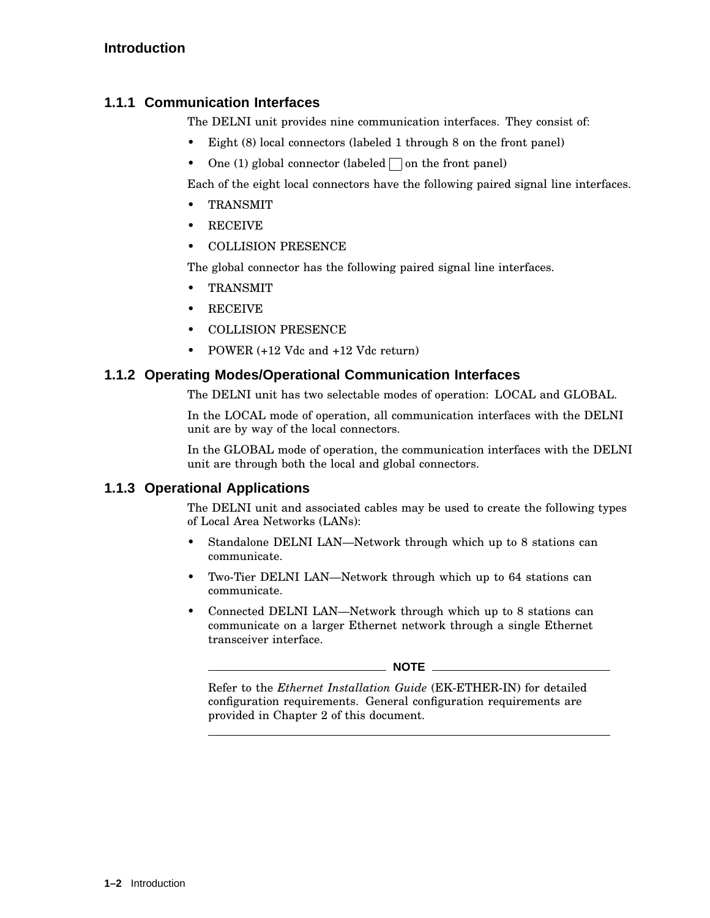### 1.1.1 Communication Interfaces

The DELNI unit provides nine communication interfaces. They consist of:

- Eight (8) local connectors (labeled 1 through 8 on the front panel)
- One (1) global connector (labeled □ on the front panel)

Each of the eight local connectors have the following paired signal line interfaces.

- TRANSMIT
- RECEIVE
- COLLISION PRESENCE

The global connector has the following paired signal line interfaces.

- TRANSMIT
- RECEIVE
- COLLISION PRESENCE
- POWER (+12 Vdc and +12 Vdc return)

### 1.1.2 Operating Modes/Operational Communication Interfaces

The DELNI unit has two selectable modes of operation: LOCAL and GLOBAL.

In the LOCAL mode of operation, all communication interfaces with the DELNI unit are by way of the local connectors.

In the GLOBAL mode of operation, the communication interfaces with the DELNI unit are through both the local and global connectors.

### 1.1.3 Operational Applications

The DELNI unit and associated cables may be used to create the following types of Local Area Networks (LANs):

- Standalone DELNI LAN—Network through which up to 8 stations can communicate.
- Two-Tier DELNI LAN—Network through which up to 64 stations can communicate.
- Connected DELNI LAN—Network through which up to 8 stations can communicate on a larger Ethernet network through a single Ethernet transceiver interface.

**NOTE**

Refer to the *Ethernet Installation Guide* (EK-ETHER-IN) for detailed configuration requirements. General configuration requirements are provided in Chapter 2 of this document.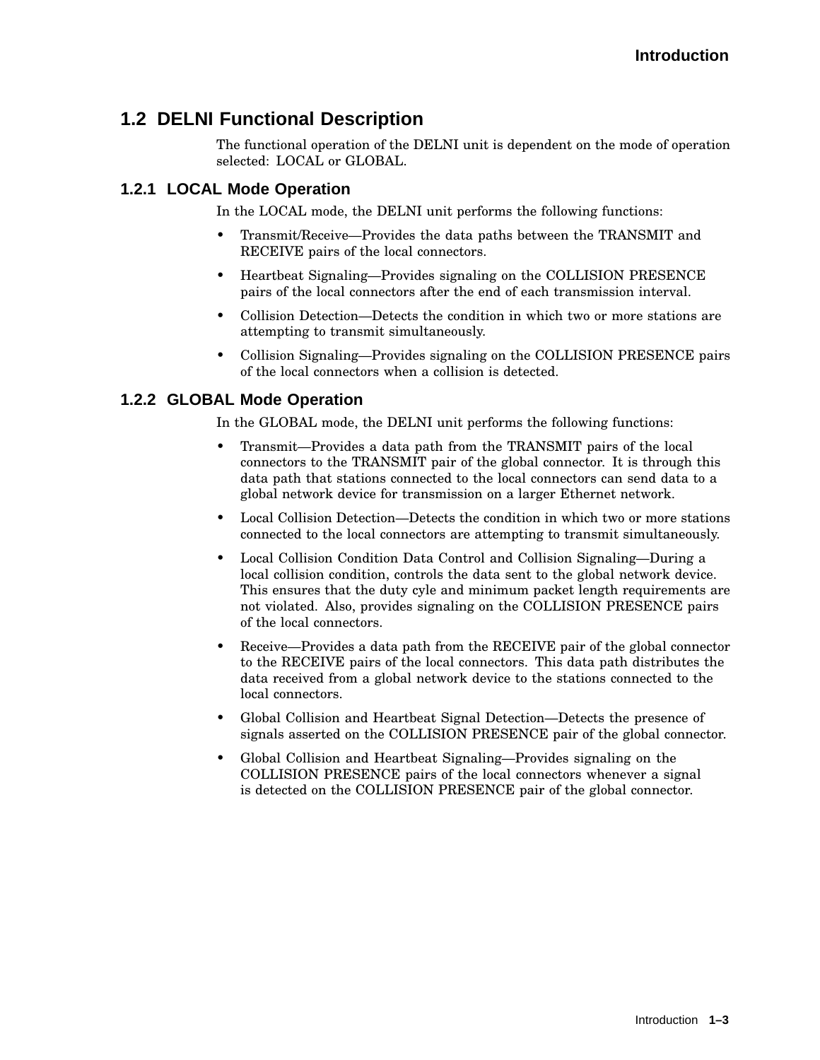## 1.2 DELNI Functional Description

The functional operation of the DELNI unit is dependent on the mode of operation selected: LOCAL or GLOBAL.

### 1.2.1 LOCAL Mode Operation

In the LOCAL mode, the DELNI unit performs the following functions:

- Transmit/Receive—Provides the data paths between the TRANSMIT and RECEIVE pairs of the local connectors.
- Heartbeat Signaling—Provides signaling on the COLLISION PRESENCE pairs of the local connectors after the end of each transmission interval.
- Collision Detection—Detects the condition in which two or more stations are attempting to transmit simultaneously.
- Collision Signaling—Provides signaling on the COLLISION PRESENCE pairs of the local connectors when a collision is detected.

### 1.2.2 GLOBAL Mode Operation

In the GLOBAL mode, the DELNI unit performs the following functions:

- Transmit—Provides a data path from the TRANSMIT pairs of the local connectors to the TRANSMIT pair of the global connector. It is through this data path that stations connected to the local connectors can send data to a global network device for transmission on a larger Ethernet network.
- Local Collision Detection—Detects the condition in which two or more stations connected to the local connectors are attempting to transmit simultaneously.
- Local Collision Condition Data Control and Collision Signaling—During a local collision condition, controls the data sent to the global network device. This ensures that the duty cyle and minimum packet length requirements are not violated. Also, provides signaling on the COLLISION PRESENCE pairs of the local connectors.
- Receive—Provides a data path from the RECEIVE pair of the global connector to the RECEIVE pairs of the local connectors. This data path distributes the data received from a global network device to the stations connected to the local connectors.
- Global Collision and Heartbeat Signal Detection—Detects the presence of signals asserted on the COLLISION PRESENCE pair of the global connector.
- Global Collision and Heartbeat Signaling—Provides signaling on the COLLISION PRESENCE pairs of the local connectors whenever a signal is detected on the COLLISION PRESENCE pair of the global connector.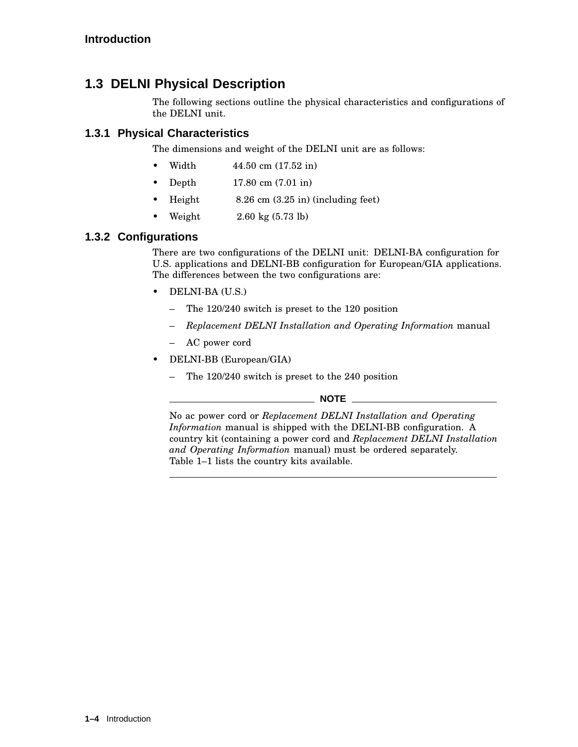## 1.3 DELNI Physical Description

The following sections outline the physical characteristics and configurations of the DELNI unit.

### 1.3.1 Physical Characteristics

The dimensions and weight of the DELNI unit are as follows:

- Width 44.50 cm (17.52 in)
- Depth 17.80 cm (7.01 in)
- Height 8.26 cm (3.25 in) (including feet)
- Weight 2.60 kg (5.73 lb)

### 1.3.2 Configurations

There are two configurations of the DELNI unit: DELNI-BA configuration for U.S. applications and DELNI-BB configuration for European/GIA applications. The differences between the two configurations are:

- DELNI-BA (U.S.)
  - The 120/240 switch is preset to the 120 position
  - *Replacement DELNI Installation and Operating Information* manual
  - AC power cord
- DELNI-BB (European/GIA)
  - The 120/240 switch is preset to the 240 position

**NOTE**

No ac power cord or *Replacement DELNI Installation and Operating Information* manual is shipped with the DELNI-BB configuration. A country kit (containing a power cord and *Replacement DELNI Installation and Operating Information* manual) must be ordered separately. Table 1–1 lists the country kits available.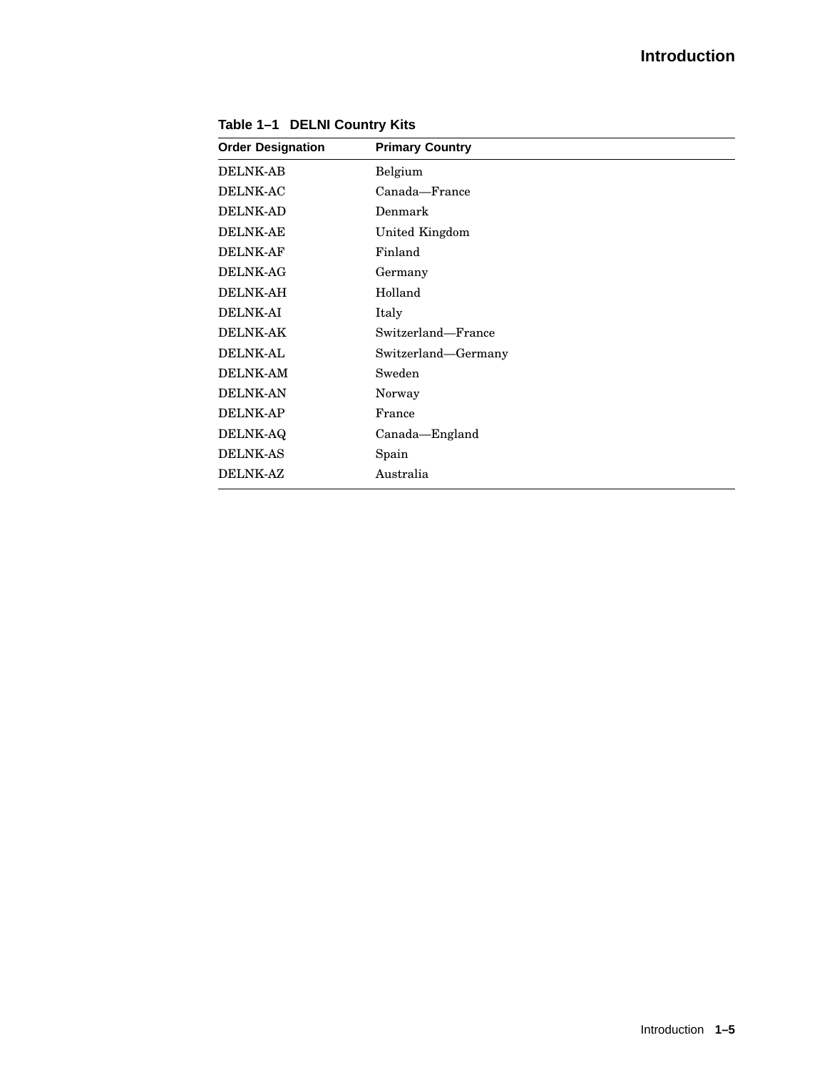**Table 1–1 DELNI Country Kits**

| Order Designation | Primary Country |
|---|---|
| DELNK-AB | Belgium |
| DELNK-AC | Canada—France |
| DELNK-AD | Denmark |
| DELNK-AE | United Kingdom |
| DELNK-AF | Finland |
| DELNK-AG | Germany |
| DELNK-AH | Holland |
| DELNK-AI | Italy |
| DELNK-AK | Switzerland—France |
| DELNK-AL | Switzerland—Germany |
| DELNK-AM | Sweden |
| DELNK-AN | Norway |
| DELNK-AP | France |
| DELNK-AQ | Canada—England |
| DELNK-AS | Spain |
| DELNK-AZ | Australia |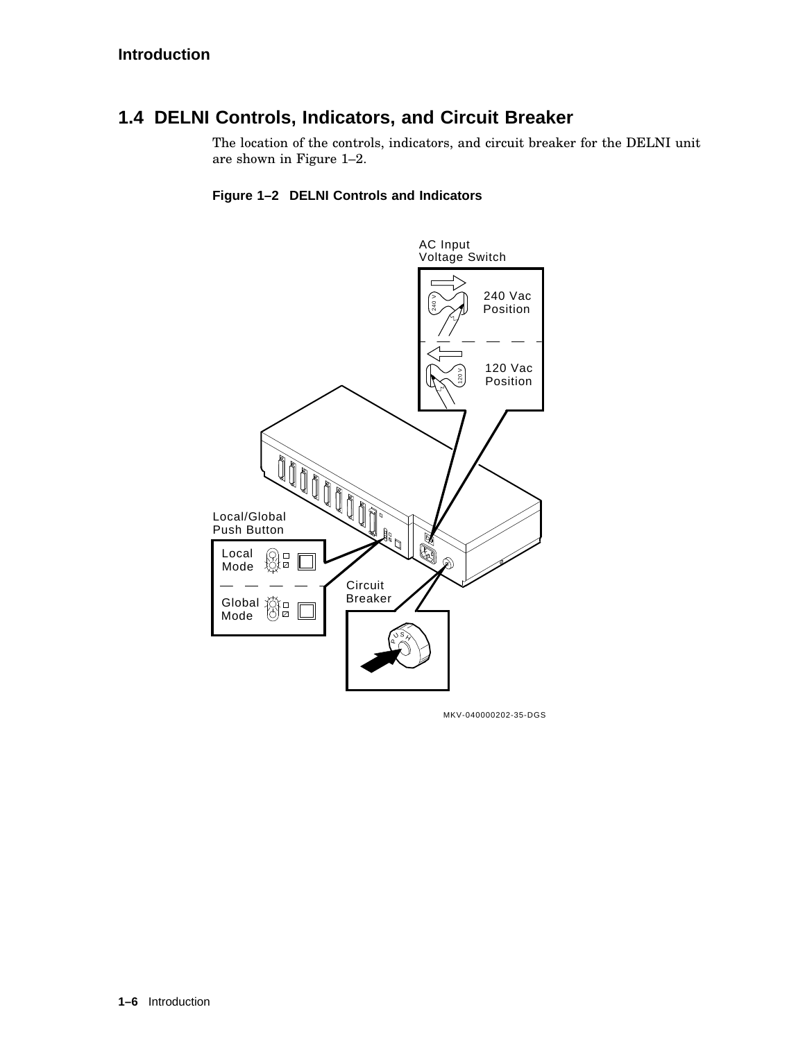## 1.4 DELNI Controls, Indicators, and Circuit Breaker

The location of the controls, indicators, and circuit breaker for the DELNI unit are shown in Figure 1–2.

**Figure 1–2 DELNI Controls and Indicators**

AC Input Voltage Switch

240 Vac Position

120 Vac Position

Local/Global Push Button

Local Mode

Global Mode

Circuit Breaker

PUSH

MKV-040000202-35-DGS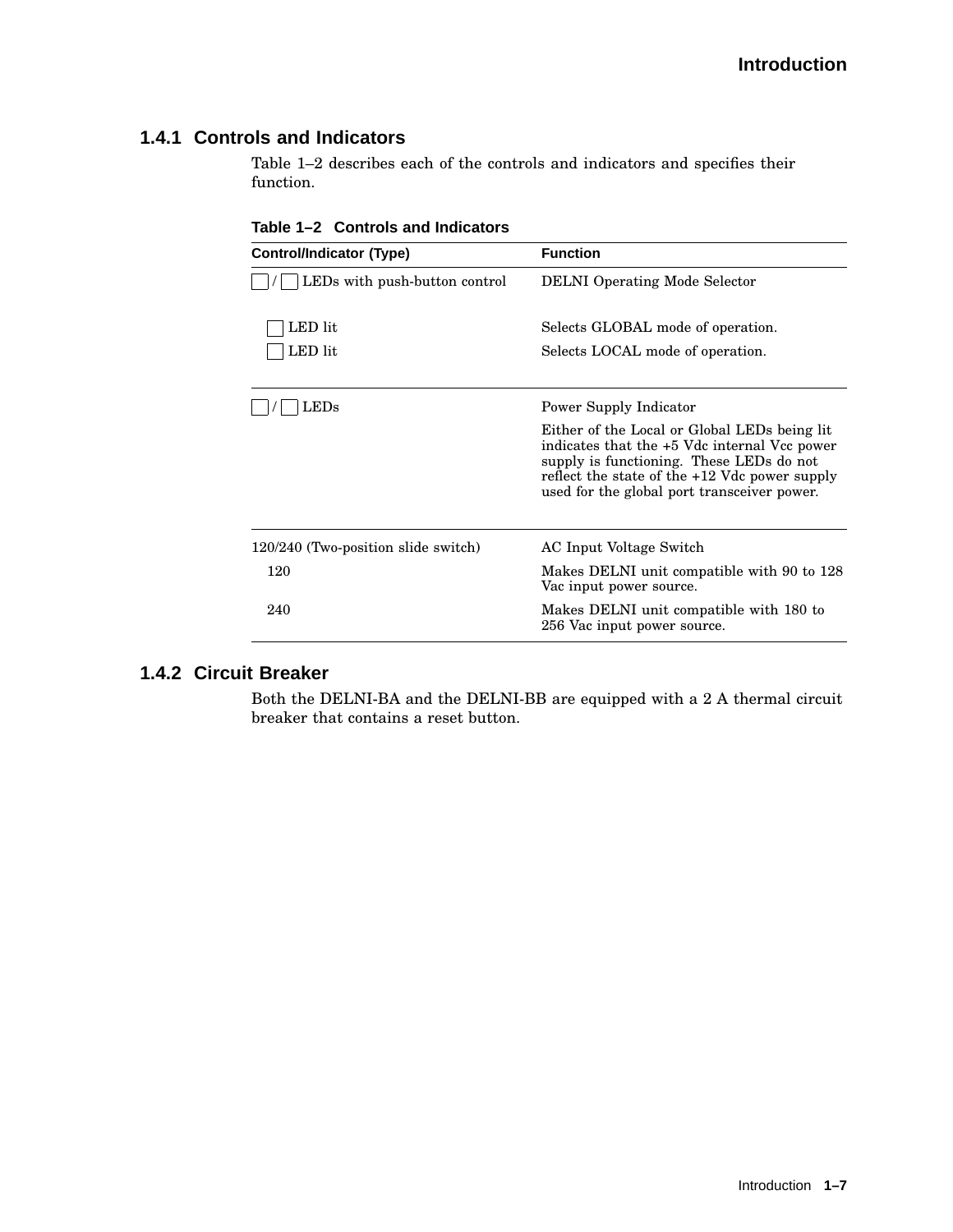### 1.4.1 Controls and Indicators

Table 1–2 describes each of the controls and indicators and specifies their function.

**Table 1–2 Controls and Indicators**

| Control/Indicator (Type) | Function |
|---|---|
| ☐ / ☐ LEDs with push-button control | DELNI Operating Mode Selector |
| ☐ LED lit | Selects GLOBAL mode of operation. |
| ☐ LED lit | Selects LOCAL mode of operation. |
| ☐ / ☐ LEDs | Power Supply Indicator<br>Either of the Local or Global LEDs being lit indicates that the +5 Vdc internal Vcc power supply is functioning. These LEDs do not reflect the state of the +12 Vdc power supply used for the global port transceiver power. |
| 120/240 (Two-position slide switch) | AC Input Voltage Switch |
| 120 | Makes DELNI unit compatible with 90 to 128 Vac input power source. |
| 240 | Makes DELNI unit compatible with 180 to 256 Vac input power source. |

### 1.4.2 Circuit Breaker

Both the DELNI-BA and the DELNI-BB are equipped with a 2 A thermal circuit breaker that contains a reset button.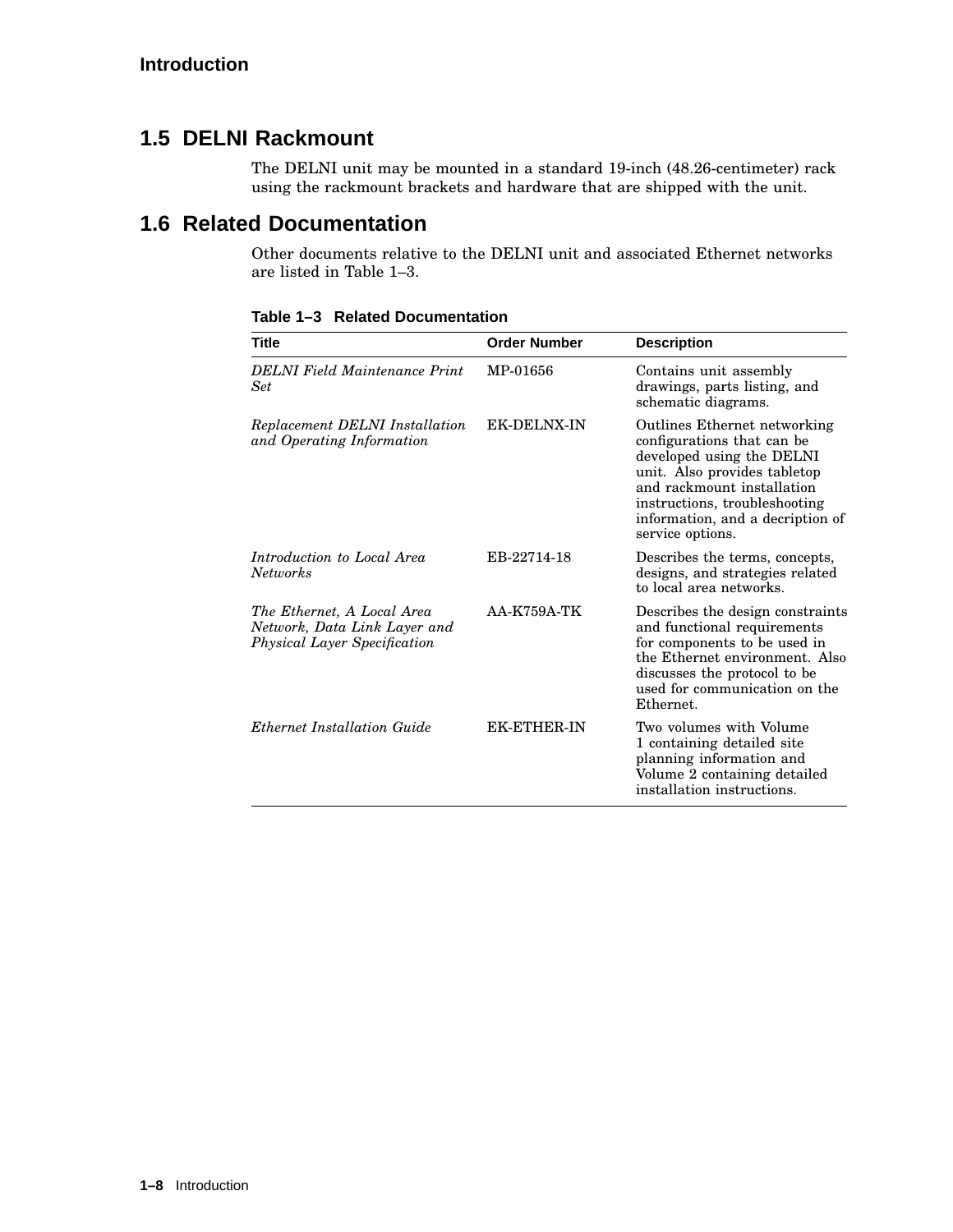## 1.5 DELNI Rackmount

The DELNI unit may be mounted in a standard 19-inch (48.26-centimeter) rack using the rackmount brackets and hardware that are shipped with the unit.

## 1.6 Related Documentation

Other documents relative to the DELNI unit and associated Ethernet networks are listed in Table 1–3.

**Table 1–3 Related Documentation**

| Title | Order Number | Description |
|---|---|---|
| *DELNI Field Maintenance Print Set* | MP-01656 | Contains unit assembly drawings, parts listing, and schematic diagrams. |
| *Replacement DELNI Installation and Operating Information* | EK-DELNX-IN | Outlines Ethernet networking configurations that can be developed using the DELNI unit. Also provides tabletop and rackmount installation instructions, troubleshooting information, and a decription of service options. |
| *Introduction to Local Area Networks* | EB-22714-18 | Describes the terms, concepts, designs, and strategies related to local area networks. |
| *The Ethernet, A Local Area Network, Data Link Layer and Physical Layer Specification* | AA-K759A-TK | Describes the design constraints and functional requirements for components to be used in the Ethernet environment. Also discusses the protocol to be used for communication on the Ethernet. |
| *Ethernet Installation Guide* | EK-ETHER-IN | Two volumes with Volume 1 containing detailed site planning information and Volume 2 containing detailed installation instructions. |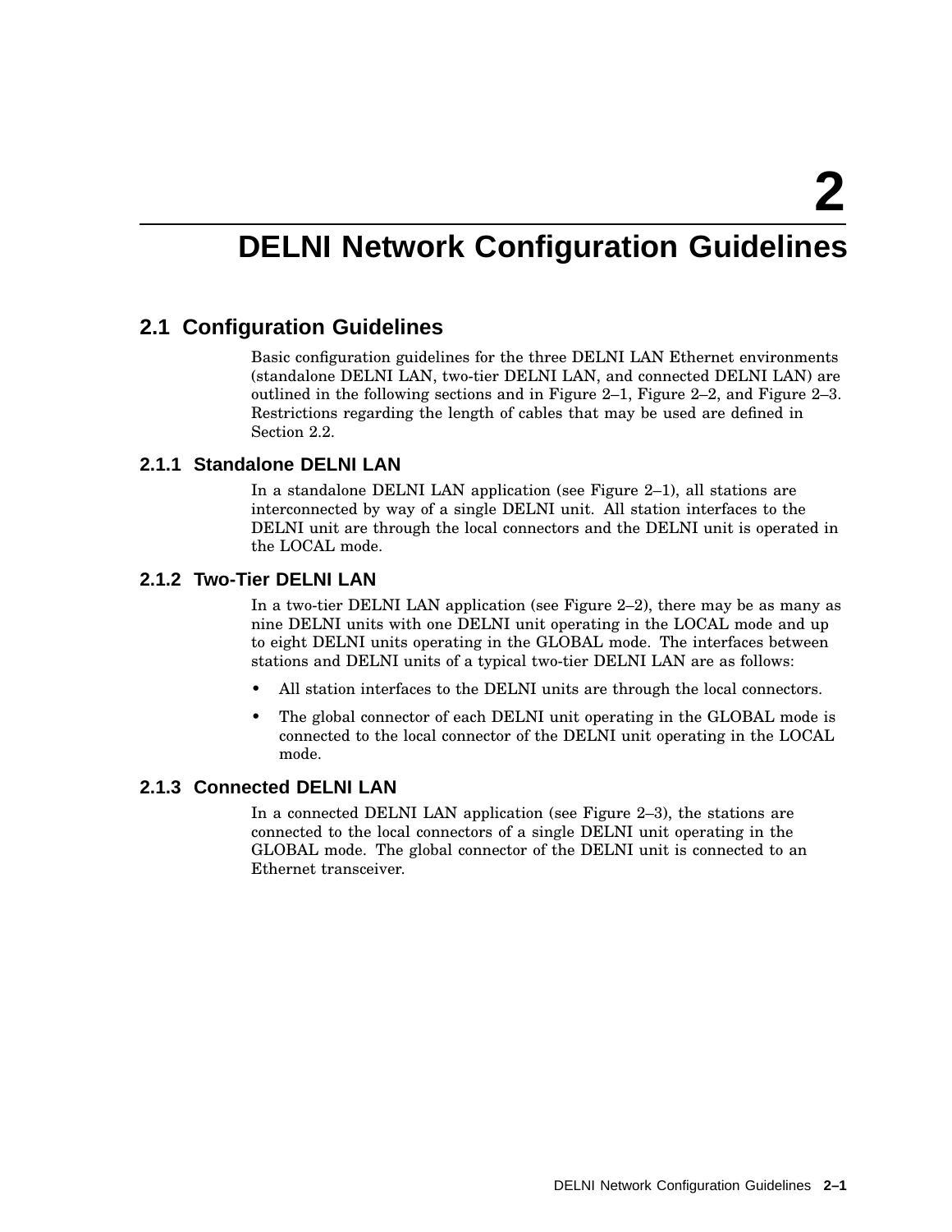# 2 DELNI Network Configuration Guidelines

## 2.1 Configuration Guidelines

Basic configuration guidelines for the three DELNI LAN Ethernet environments (standalone DELNI LAN, two-tier DELNI LAN, and connected DELNI LAN) are outlined in the following sections and in Figure 2–1, Figure 2–2, and Figure 2–3. Restrictions regarding the length of cables that may be used are defined in Section 2.2.

### 2.1.1 Standalone DELNI LAN

In a standalone DELNI LAN application (see Figure 2–1), all stations are interconnected by way of a single DELNI unit. All station interfaces to the DELNI unit are through the local connectors and the DELNI unit is operated in the LOCAL mode.

### 2.1.2 Two-Tier DELNI LAN

In a two-tier DELNI LAN application (see Figure 2–2), there may be as many as nine DELNI units with one DELNI unit operating in the LOCAL mode and up to eight DELNI units operating in the GLOBAL mode. The interfaces between stations and DELNI units of a typical two-tier DELNI LAN are as follows:

- All station interfaces to the DELNI units are through the local connectors.
- The global connector of each DELNI unit operating in the GLOBAL mode is connected to the local connector of the DELNI unit operating in the LOCAL mode.

### 2.1.3 Connected DELNI LAN

In a connected DELNI LAN application (see Figure 2–3), the stations are connected to the local connectors of a single DELNI unit operating in the GLOBAL mode. The global connector of the DELNI unit is connected to an Ethernet transceiver.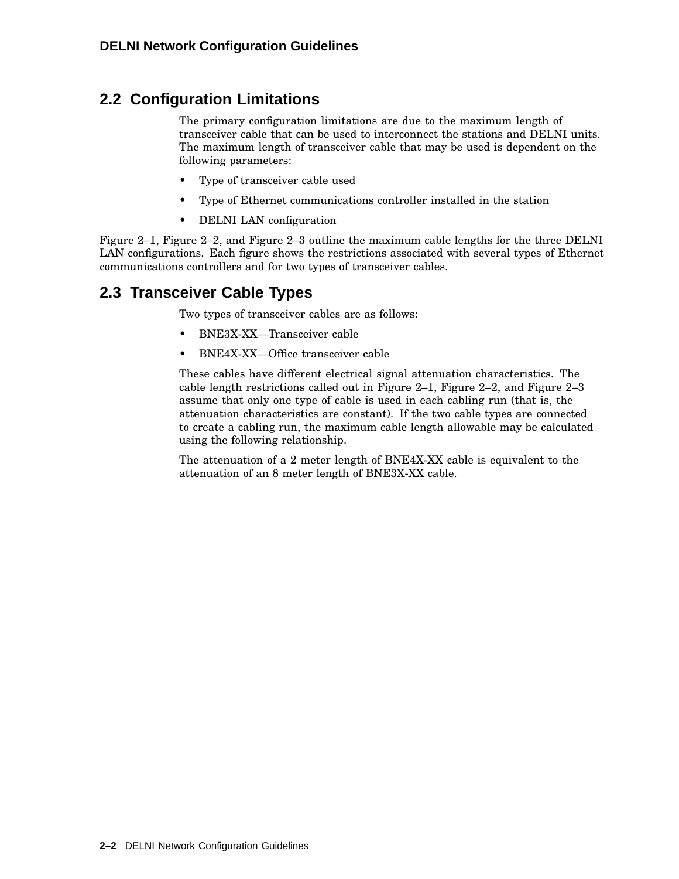## 2.2 Configuration Limitations

The primary configuration limitations are due to the maximum length of transceiver cable that can be used to interconnect the stations and DELNI units. The maximum length of transceiver cable that may be used is dependent on the following parameters:

- Type of transceiver cable used
- Type of Ethernet communications controller installed in the station
- DELNI LAN configuration

Figure 2–1, Figure 2–2, and Figure 2–3 outline the maximum cable lengths for the three DELNI LAN configurations. Each figure shows the restrictions associated with several types of Ethernet communications controllers and for two types of transceiver cables.

## 2.3 Transceiver Cable Types

Two types of transceiver cables are as follows:

- BNE3X-XX—Transceiver cable
- BNE4X-XX—Office transceiver cable

These cables have different electrical signal attenuation characteristics. The cable length restrictions called out in Figure 2–1, Figure 2–2, and Figure 2–3 assume that only one type of cable is used in each cabling run (that is, the attenuation characteristics are constant). If the two cable types are connected to create a cabling run, the maximum cable length allowable may be calculated using the following relationship.

The attenuation of a 2 meter length of BNE4X-XX cable is equivalent to the attenuation of an 8 meter length of BNE3X-XX cable.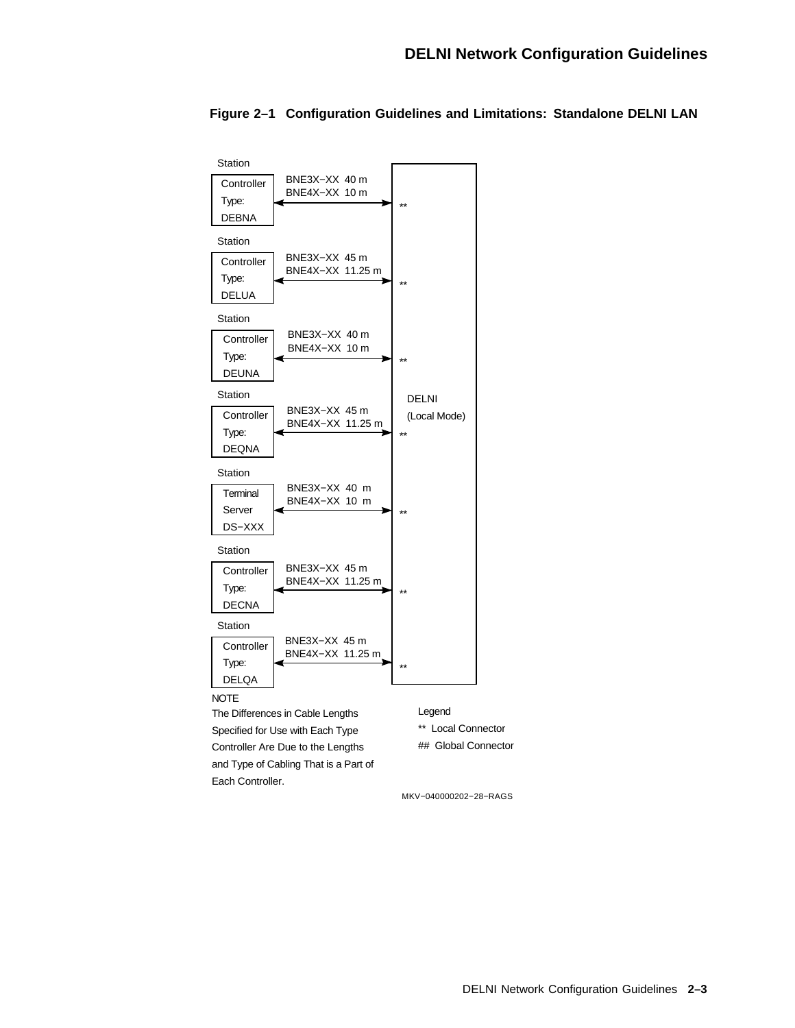**Figure 2–1 Configuration Guidelines and Limitations: Standalone DELNI LAN**

| Station | Cable Lengths | DELNI (Local Mode) |
|---|---|---|
| Controller Type: DEBNA | BNE3X–XX 40 m<br>BNE4X–XX 10 m | ** |
| Controller Type: DELUA | BNE3X–XX 45 m<br>BNE4X–XX 11.25 m | ** |
| Controller Type: DEUNA | BNE3X–XX 40 m<br>BNE4X–XX 10 m | ** |
| Controller Type: DEQNA | BNE3X–XX 45 m<br>BNE4X–XX 11.25 m | ** |
| Terminal Server DS–XXX | BNE3X–XX 40 m<br>BNE4X–XX 10 m | ** |
| Controller Type: DECNA | BNE3X–XX 45 m<br>BNE4X–XX 11.25 m | ** |
| Controller Type: DELQA | BNE3X–XX 45 m<br>BNE4X–XX 11.25 m | ** |

NOTE

The Differences in Cable Lengths Specified for Use with Each Type Controller Are Due to the Lengths and Type of Cabling That is a Part of Each Controller.

Legend

** Local Connector

## Global Connector

MKV–040000202–28–RAGS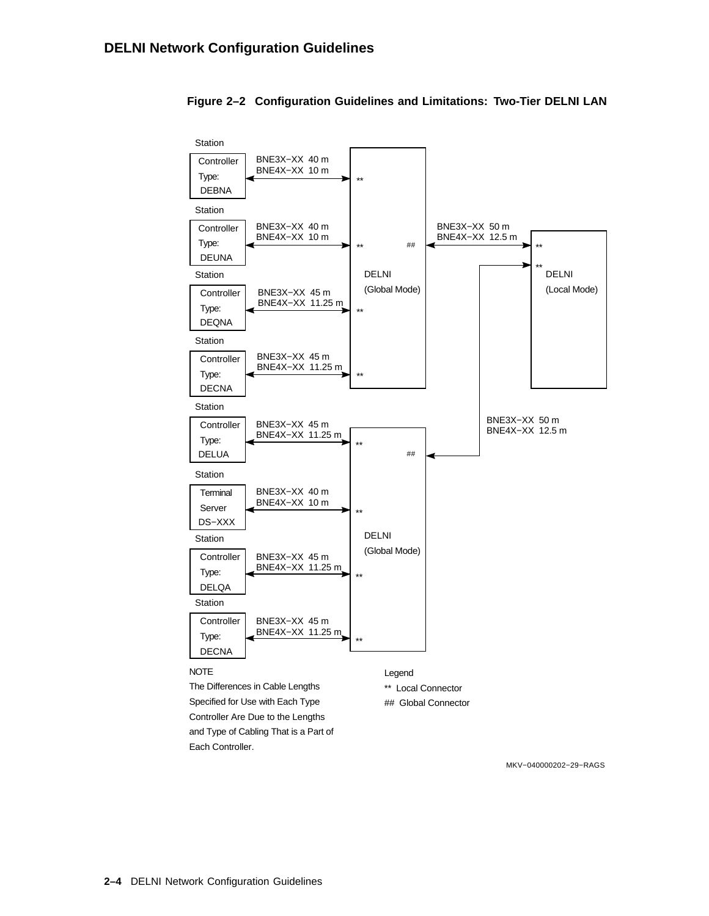**Figure 2–2 Configuration Guidelines and Limitations: Two-Tier DELNI LAN**

Station

Controller Type: DEBNA — BNE3X–XX 40 m, BNE4X–XX 10 m

Station

Controller Type: DEUNA — BNE3X–XX 40 m, BNE4X–XX 10 m

Station

Controller Type: DEQNA — BNE3X–XX 45 m, BNE4X–XX 11.25 m

Station

Controller Type: DECNA — BNE3X–XX 45 m, BNE4X–XX 11.25 m

DELNI (Global Mode)

BNE3X–XX 50 m, BNE4X–XX 12.5 m

DELNI (Local Mode)

BNE3X–XX 50 m, BNE4X–XX 12.5 m

Station

Controller Type: DELUA — BNE3X–XX 45 m, BNE4X–XX 11.25 m

Station

Terminal Server DS–XXX — BNE3X–XX 40 m, BNE4X–XX 10 m

Station

Controller Type: DELQA — BNE3X–XX 45 m, BNE4X–XX 11.25 m

Station

Controller Type: DECNA — BNE3X–XX 45 m, BNE4X–XX 11.25 m

DELNI (Global Mode)

NOTE

The Differences in Cable Lengths Specified for Use with Each Type Controller Are Due to the Lengths and Type of Cabling That is a Part of Each Controller.

Legend

** Local Connector

## Global Connector

MKV–040000202–29–RAGS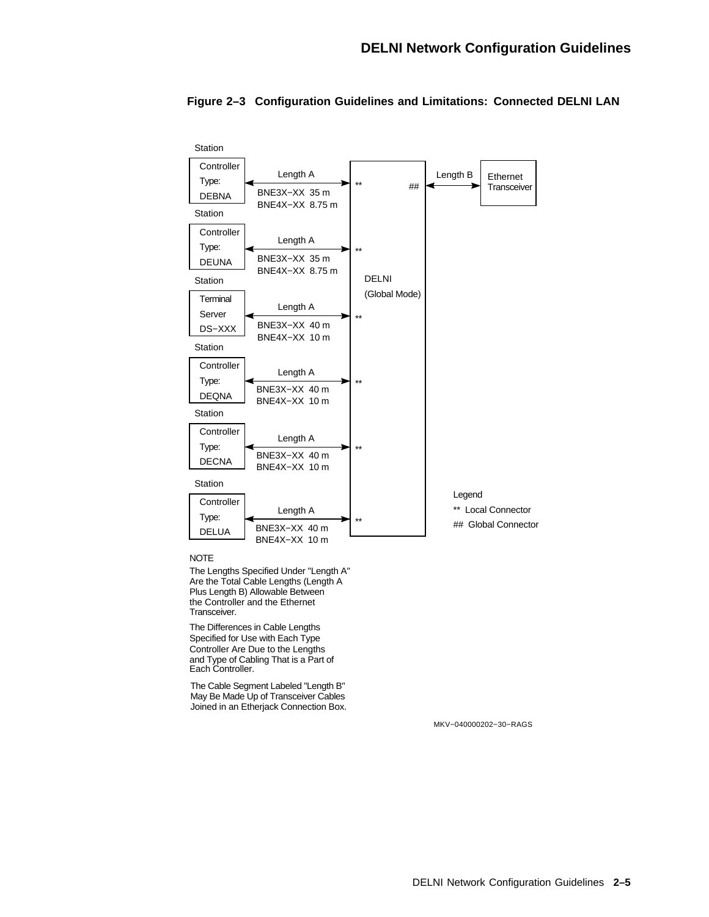**Figure 2–3 Configuration Guidelines and Limitations: Connected DELNI LAN**

Station

| Station | Length A | |
|---|---|---|
| Controller Type: DEBNA | BNE3X–XX 35 m | BNE4X–XX 8.75 m |
| Controller Type: DEUNA | BNE3X–XX 35 m | BNE4X–XX 8.75 m |
| Terminal Server DS–XXX | BNE3X–XX 40 m | BNE4X–XX 10 m |
| Controller Type: DEQNA | BNE3X–XX 40 m | BNE4X–XX 10 m |
| Controller Type: DECNA | BNE3X–XX 40 m | BNE4X–XX 10 m |
| Controller Type: DELUA | BNE3X–XX 40 m | BNE4X–XX 10 m |

Each station connects via Length A to a Local Connector (**) on the DELNI (Global Mode). The DELNI Global Connector (##) connects via Length B to the Ethernet Transceiver.

Legend
** Local Connector
## Global Connector

NOTE

The Lengths Specified Under "Length A" Are the Total Cable Lengths (Length A Plus Length B) Allowable Between the Controller and the Ethernet Transceiver.

The Differences in Cable Lengths Specified for Use with Each Type Controller Are Due to the Lengths and Type of Cabling That is a Part of Each Controller.

The Cable Segment Labeled "Length B" May Be Made Up of Transceiver Cables Joined in an Etherjack Connection Box.

MKV–040000202–30–RAGS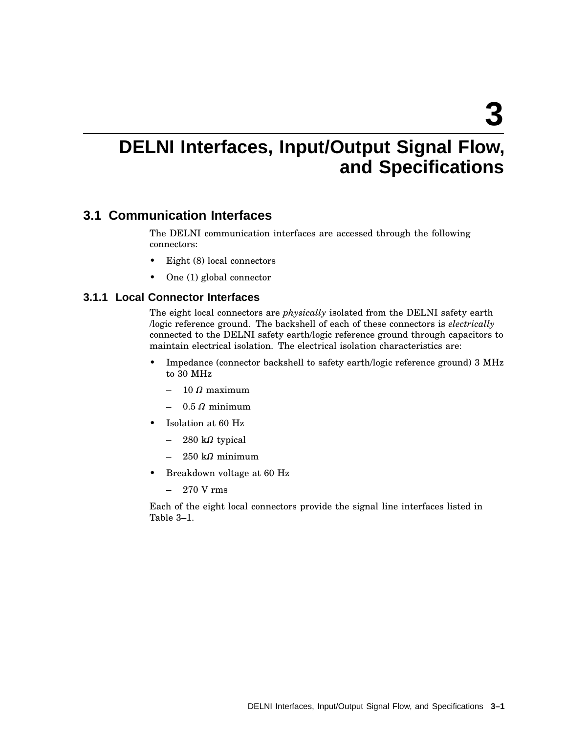# 3 DELNI Interfaces, Input/Output Signal Flow, and Specifications

## 3.1 Communication Interfaces

The DELNI communication interfaces are accessed through the following connectors:

- Eight (8) local connectors
- One (1) global connector

### 3.1.1 Local Connector Interfaces

The eight local connectors are *physically* isolated from the DELNI safety earth /logic reference ground. The backshell of each of these connectors is *electrically* connected to the DELNI safety earth/logic reference ground through capacitors to maintain electrical isolation. The electrical isolation characteristics are:

- Impedance (connector backshell to safety earth/logic reference ground) 3 MHz to 30 MHz
  - 10 $\Omega$ maximum
  - 0.5 $\Omega$ minimum
- Isolation at 60 Hz
  - 280 k$\Omega$ typical
  - 250 k$\Omega$ minimum
- Breakdown voltage at 60 Hz
  - 270 V rms

Each of the eight local connectors provide the signal line interfaces listed in Table 3–1.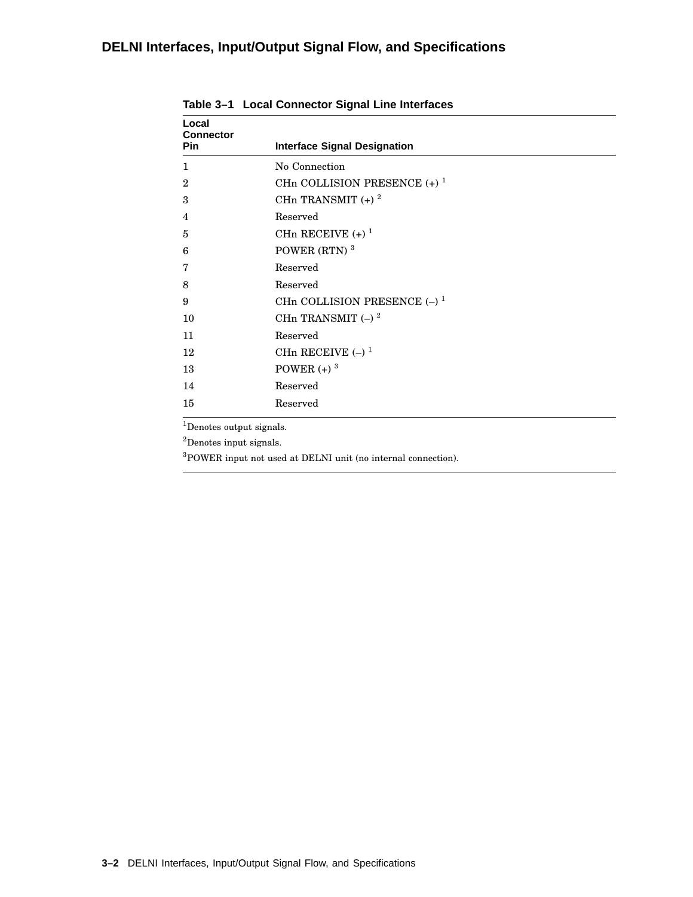**Table 3–1 Local Connector Signal Line Interfaces**

| Local Connector Pin | Interface Signal Designation |
|---|---|
| 1 | No Connection |
| 2 | CHn COLLISION PRESENCE (+) [1] |
| 3 | CHn TRANSMIT (+) [2] |
| 4 | Reserved |
| 5 | CHn RECEIVE (+) [1] |
| 6 | POWER (RTN) [3] |
| 7 | Reserved |
| 8 | Reserved |
| 9 | CHn COLLISION PRESENCE (–) [1] |
| 10 | CHn TRANSMIT (–) [2] |
| 11 | Reserved |
| 12 | CHn RECEIVE (–) [1] |
| 13 | POWER (+) [3] |
| 14 | Reserved |
| 15 | Reserved |

[1]Denotes output signals.

[2]Denotes input signals.

[3]POWER input not used at DELNI unit (no internal connection).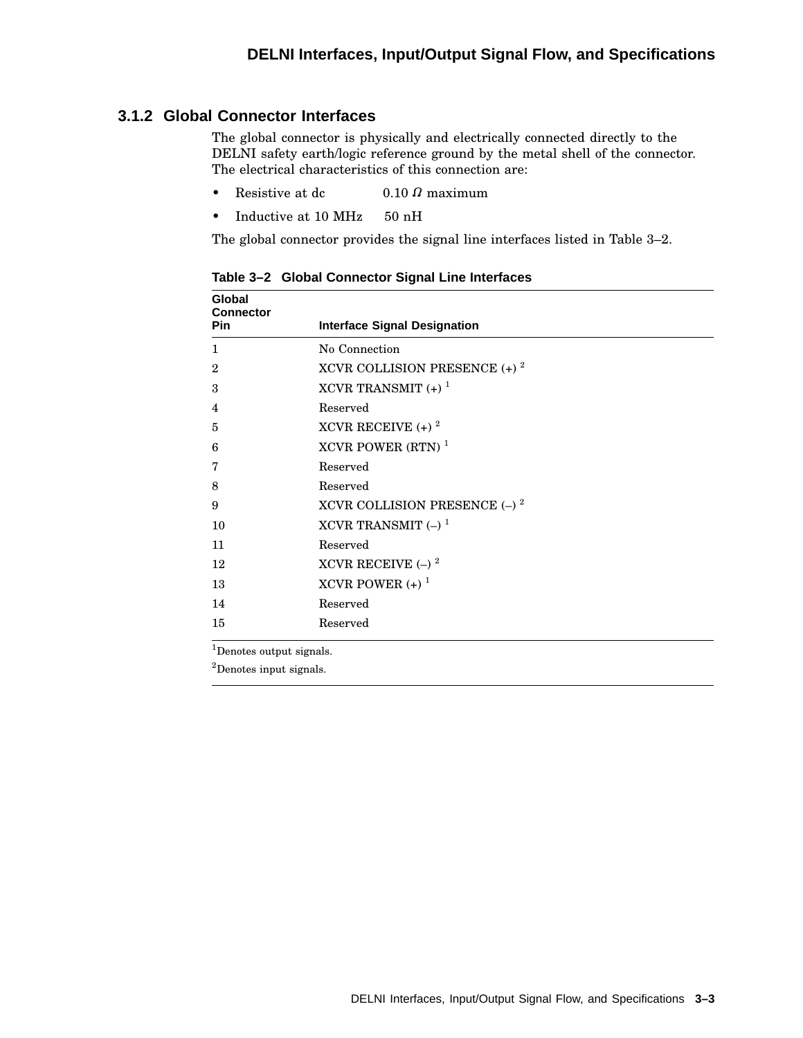### 3.1.2 Global Connector Interfaces

The global connector is physically and electrically connected directly to the DELNI safety earth/logic reference ground by the metal shell of the connector. The electrical characteristics of this connection are:

- Resistive at dc 0.10 $\Omega$ maximum
- Inductive at 10 MHz 50 nH

The global connector provides the signal line interfaces listed in Table 3–2.

**Table 3–2 Global Connector Signal Line Interfaces**

| Global Connector Pin | Interface Signal Designation |
|---|---|
| 1 | No Connection |
| 2 | XCVR COLLISION PRESENCE (+) [2] |
| 3 | XCVR TRANSMIT (+) [1] |
| 4 | Reserved |
| 5 | XCVR RECEIVE (+) [2] |
| 6 | XCVR POWER (RTN) [1] |
| 7 | Reserved |
| 8 | Reserved |
| 9 | XCVR COLLISION PRESENCE (–) [2] |
| 10 | XCVR TRANSMIT (–) [1] |
| 11 | Reserved |
| 12 | XCVR RECEIVE (–) [2] |
| 13 | XCVR POWER (+) [1] |
| 14 | Reserved |
| 15 | Reserved |

[1]Denotes output signals.

[2]Denotes input signals.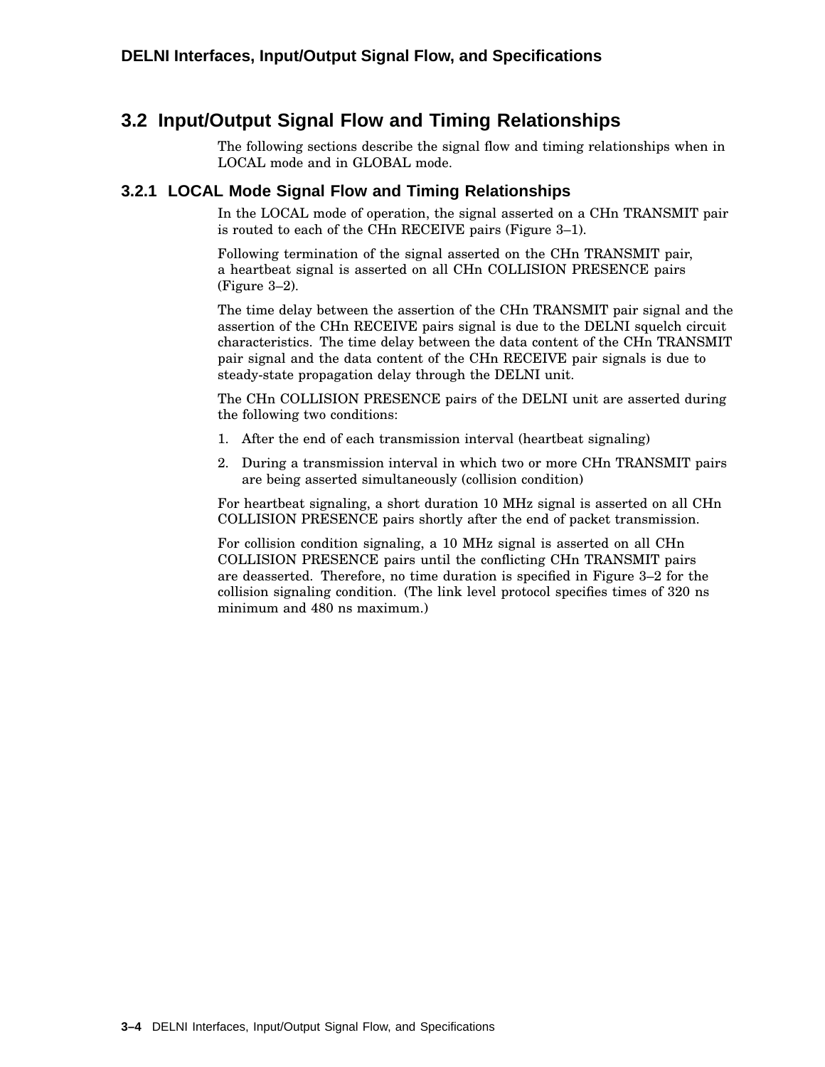## 3.2 Input/Output Signal Flow and Timing Relationships

The following sections describe the signal flow and timing relationships when in LOCAL mode and in GLOBAL mode.

### 3.2.1 LOCAL Mode Signal Flow and Timing Relationships

In the LOCAL mode of operation, the signal asserted on a CHn TRANSMIT pair is routed to each of the CHn RECEIVE pairs (Figure 3–1).

Following termination of the signal asserted on the CHn TRANSMIT pair, a heartbeat signal is asserted on all CHn COLLISION PRESENCE pairs (Figure 3–2).

The time delay between the assertion of the CHn TRANSMIT pair signal and the assertion of the CHn RECEIVE pairs signal is due to the DELNI squelch circuit characteristics. The time delay between the data content of the CHn TRANSMIT pair signal and the data content of the CHn RECEIVE pair signals is due to steady-state propagation delay through the DELNI unit.

The CHn COLLISION PRESENCE pairs of the DELNI unit are asserted during the following two conditions:

1. After the end of each transmission interval (heartbeat signaling)
2. During a transmission interval in which two or more CHn TRANSMIT pairs are being asserted simultaneously (collision condition)

For heartbeat signaling, a short duration 10 MHz signal is asserted on all CHn COLLISION PRESENCE pairs shortly after the end of packet transmission.

For collision condition signaling, a 10 MHz signal is asserted on all CHn COLLISION PRESENCE pairs until the conflicting CHn TRANSMIT pairs are deasserted. Therefore, no time duration is specified in Figure 3–2 for the collision signaling condition. (The link level protocol specifies times of 320 ns minimum and 480 ns maximum.)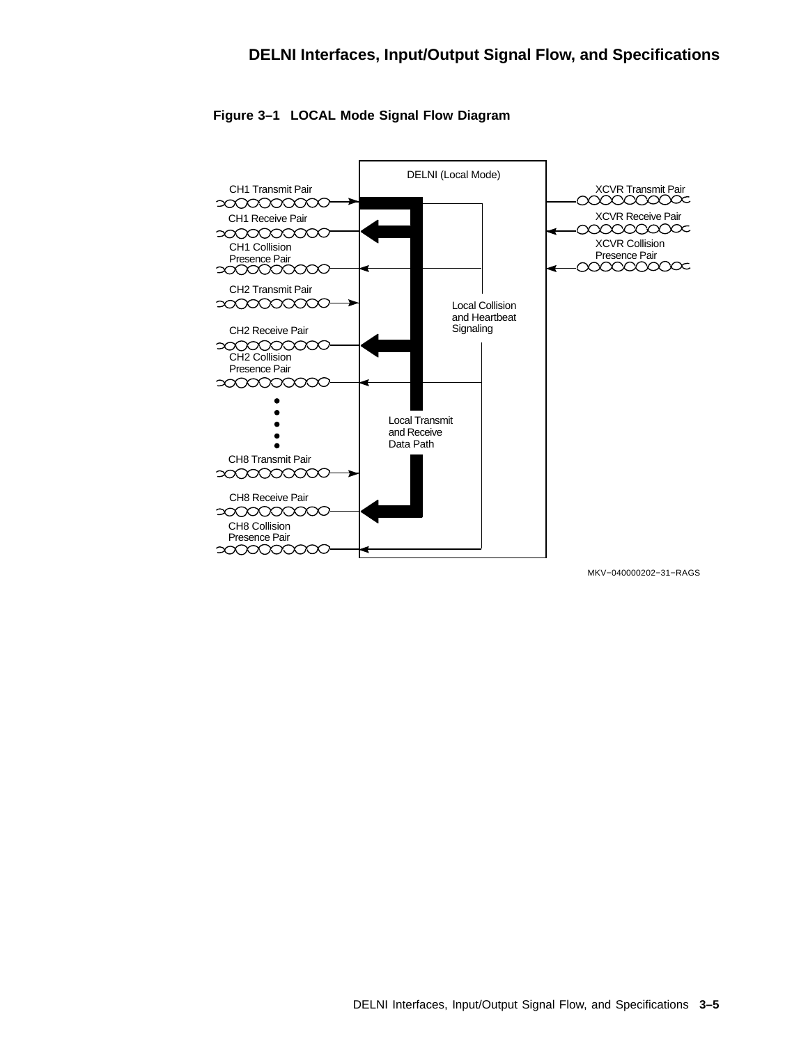**Figure 3–1 LOCAL Mode Signal Flow Diagram**

DELNI (Local Mode)

CH1 Transmit Pair

CH1 Receive Pair

CH1 Collision Presence Pair

CH2 Transmit Pair

CH2 Receive Pair

CH2 Collision Presence Pair

CH8 Transmit Pair

CH8 Receive Pair

CH8 Collision Presence Pair

XCVR Transmit Pair

XCVR Receive Pair

XCVR Collision Presence Pair

Local Collision and Heartbeat Signaling

Local Transmit and Receive Data Path

MKV−040000202−31−RAGS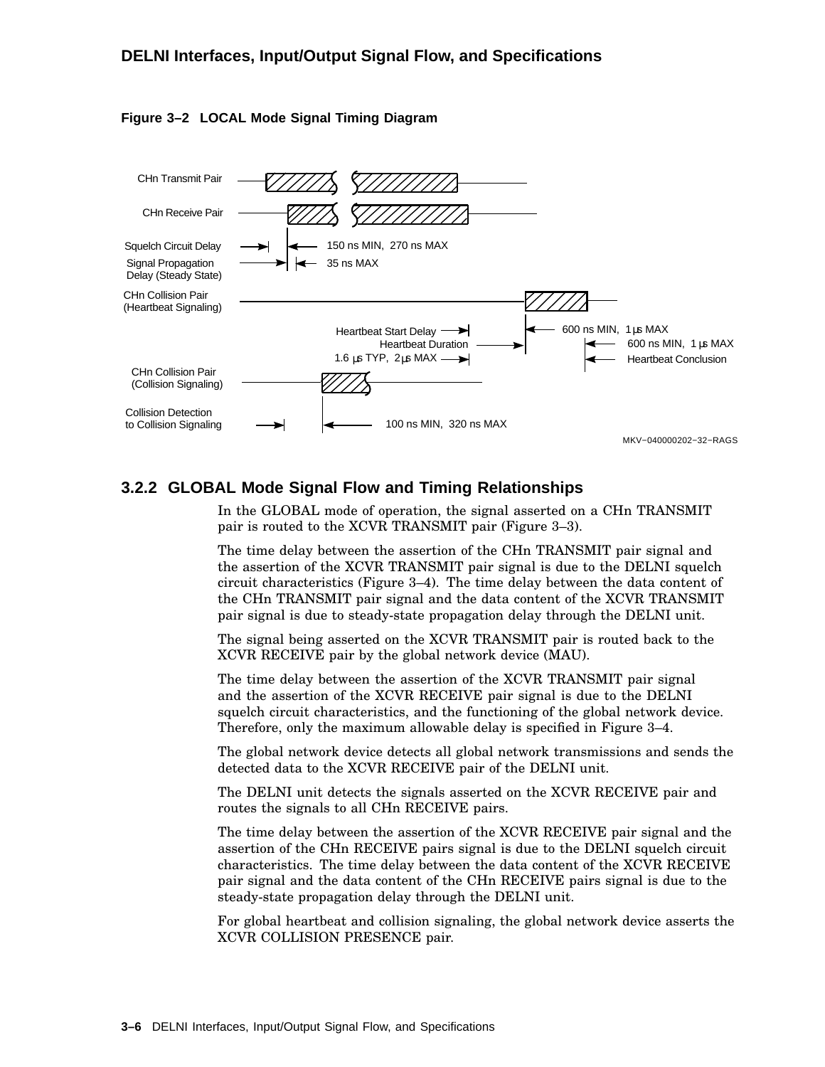**Figure 3–2 LOCAL Mode Signal Timing Diagram**

CHn Transmit Pair

CHn Receive Pair

Squelch Circuit Delay — 150 ns MIN, 270 ns MAX

Signal Propagation Delay (Steady State) — 35 ns MAX

CHn Collision Pair (Heartbeat Signaling)

Heartbeat Start Delay — 600 ns MIN, 1 µs MAX

Heartbeat Duration — 1.6 µs TYP, 2 µs MAX

Heartbeat Conclusion — 600 ns MIN, 1 µs MAX

CHn Collision Pair (Collision Signaling)

Collision Detection to Collision Signaling — 100 ns MIN, 320 ns MAX

MKV−040000202−32−RAGS

### 3.2.2 GLOBAL Mode Signal Flow and Timing Relationships

In the GLOBAL mode of operation, the signal asserted on a CHn TRANSMIT pair is routed to the XCVR TRANSMIT pair (Figure 3–3).

The time delay between the assertion of the CHn TRANSMIT pair signal and the assertion of the XCVR TRANSMIT pair signal is due to the DELNI squelch circuit characteristics (Figure 3–4). The time delay between the data content of the CHn TRANSMIT pair signal and the data content of the XCVR TRANSMIT pair signal is due to steady-state propagation delay through the DELNI unit.

The signal being asserted on the XCVR TRANSMIT pair is routed back to the XCVR RECEIVE pair by the global network device (MAU).

The time delay between the assertion of the XCVR TRANSMIT pair signal and the assertion of the XCVR RECEIVE pair signal is due to the DELNI squelch circuit characteristics, and the functioning of the global network device. Therefore, only the maximum allowable delay is specified in Figure 3–4.

The global network device detects all global network transmissions and sends the detected data to the XCVR RECEIVE pair of the DELNI unit.

The DELNI unit detects the signals asserted on the XCVR RECEIVE pair and routes the signals to all CHn RECEIVE pairs.

The time delay between the assertion of the XCVR RECEIVE pair signal and the assertion of the CHn RECEIVE pairs signal is due to the DELNI squelch circuit characteristics. The time delay between the data content of the XCVR RECEIVE pair signal and the data content of the CHn RECEIVE pairs signal is due to the steady-state propagation delay through the DELNI unit.

For global heartbeat and collision signaling, the global network device asserts the XCVR COLLISION PRESENCE pair.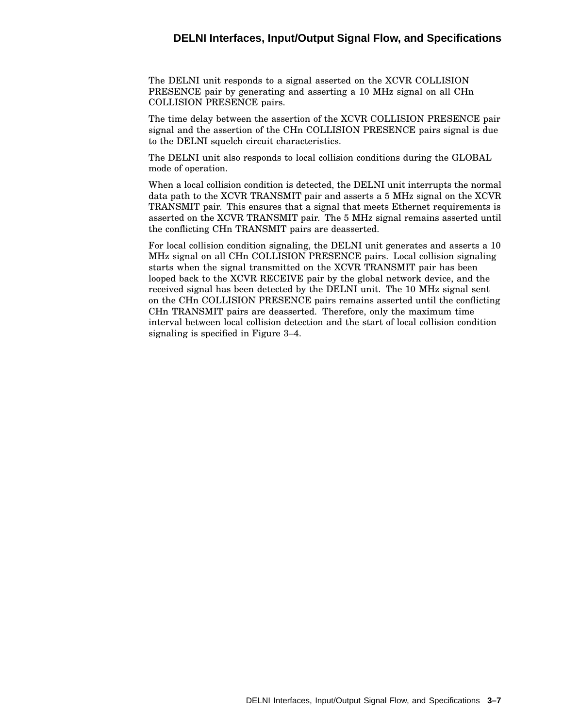The DELNI unit responds to a signal asserted on the XCVR COLLISION PRESENCE pair by generating and asserting a 10 MHz signal on all CHn COLLISION PRESENCE pairs.

The time delay between the assertion of the XCVR COLLISION PRESENCE pair signal and the assertion of the CHn COLLISION PRESENCE pairs signal is due to the DELNI squelch circuit characteristics.

The DELNI unit also responds to local collision conditions during the GLOBAL mode of operation.

When a local collision condition is detected, the DELNI unit interrupts the normal data path to the XCVR TRANSMIT pair and asserts a 5 MHz signal on the XCVR TRANSMIT pair. This ensures that a signal that meets Ethernet requirements is asserted on the XCVR TRANSMIT pair. The 5 MHz signal remains asserted until the conflicting CHn TRANSMIT pairs are deasserted.

For local collision condition signaling, the DELNI unit generates and asserts a 10 MHz signal on all CHn COLLISION PRESENCE pairs. Local collision signaling starts when the signal transmitted on the XCVR TRANSMIT pair has been looped back to the XCVR RECEIVE pair by the global network device, and the received signal has been detected by the DELNI unit. The 10 MHz signal sent on the CHn COLLISION PRESENCE pairs remains asserted until the conflicting CHn TRANSMIT pairs are deasserted. Therefore, only the maximum time interval between local collision detection and the start of local collision condition signaling is specified in Figure 3–4.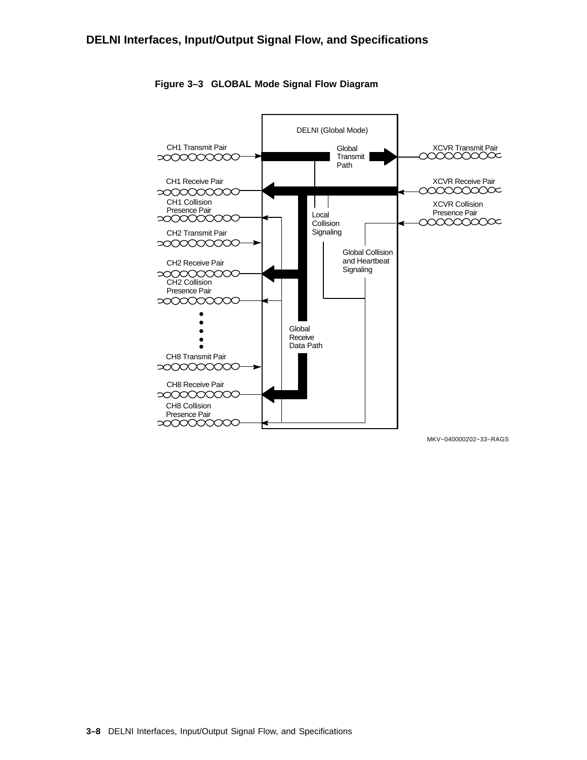**Figure 3–3 GLOBAL Mode Signal Flow Diagram**

DELNI (Global Mode)

CH1 Transmit Pair

CH1 Receive Pair

CH1 Collision Presence Pair

CH2 Transmit Pair

CH2 Receive Pair

CH2 Collision Presence Pair

CH8 Transmit Pair

CH8 Receive Pair

CH8 Collision Presence Pair

Global Transmit Path

Local Collision Signaling

Global Collision and Heartbeat Signaling

Global Receive Data Path

XCVR Transmit Pair

XCVR Receive Pair

XCVR Collision Presence Pair

MKV−040000202−33−RAGS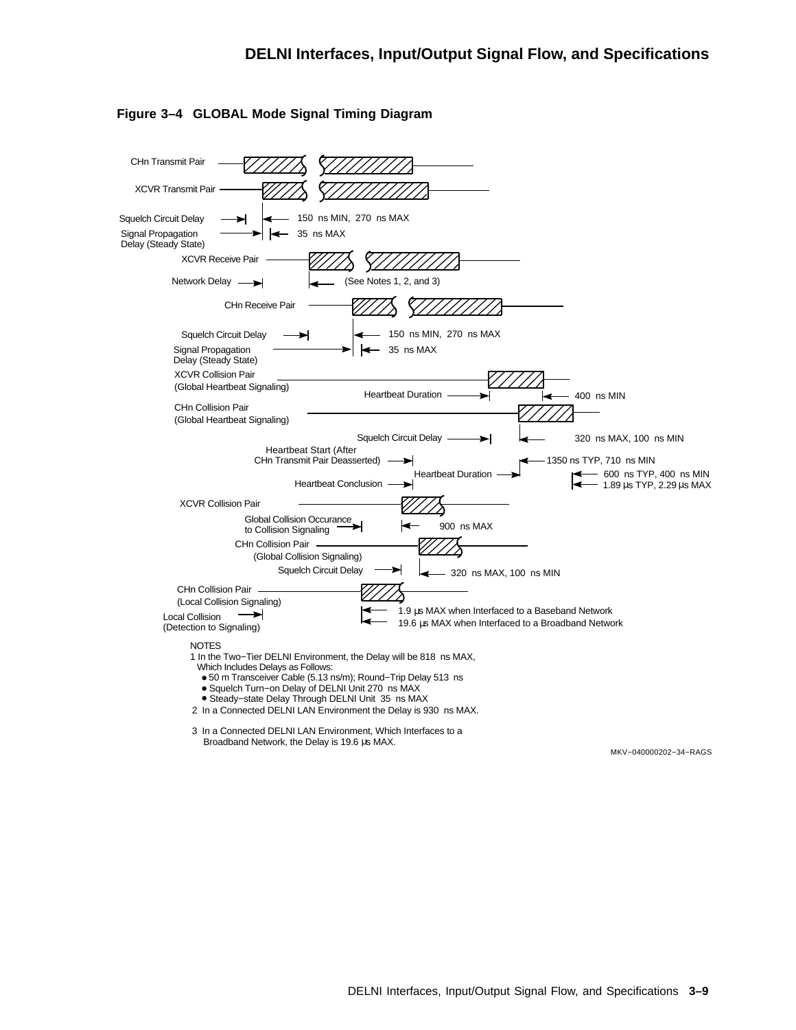**Figure 3–4 GLOBAL Mode Signal Timing Diagram**

CHn Transmit Pair

XCVR Transmit Pair

Squelch Circuit Delay — 150 ns MIN, 270 ns MAX

Signal Propagation Delay (Steady State) — 35 ns MAX

XCVR Receive Pair

Network Delay — (See Notes 1, 2, and 3)

CHn Receive Pair

Squelch Circuit Delay — 150 ns MIN, 270 ns MAX

Signal Propagation Delay (Steady State) — 35 ns MAX

XCVR Collision Pair (Global Heartbeat Signaling)

Heartbeat Duration — 400 ns MIN

CHn Collision Pair (Global Heartbeat Signaling)

Squelch Circuit Delay — 320 ns MAX, 100 ns MIN

Heartbeat Start (After CHn Transmit Pair Deasserted) — 1350 ns TYP, 710 ns MIN

Heartbeat Duration — 600 ns TYP, 400 ns MIN

Heartbeat Conclusion — 1.89 µs TYP, 2.29 µs MAX

XCVR Collision Pair

Global Collision Occurance to Collision Signaling — 900 ns MAX

CHn Collision Pair (Global Collision Signaling)

Squelch Circuit Delay — 320 ns MAX, 100 ns MIN

CHn Collision Pair (Local Collision Signaling)

Local Collision (Detection to Signaling) — 1.9 µs MAX when Interfaced to a Baseband Network; 19.6 µs MAX when Interfaced to a Broadband Network

NOTES

1. In the Two−Tier DELNI Environment, the Delay will be 818 ns MAX, Which Includes Delays as Follows:
   - 50 m Transceiver Cable (5.13 ns/m); Round−Trip Delay 513 ns
   - Squelch Turn−on Delay of DELNI Unit 270 ns MAX
   - Steady−state Delay Through DELNI Unit 35 ns MAX
2. In a Connected DELNI LAN Environment the Delay is 930 ns MAX.
3. In a Connected DELNI LAN Environment, Which Interfaces to a Broadband Network, the Delay is 19.6 µs MAX.

MKV−040000202−34−RAGS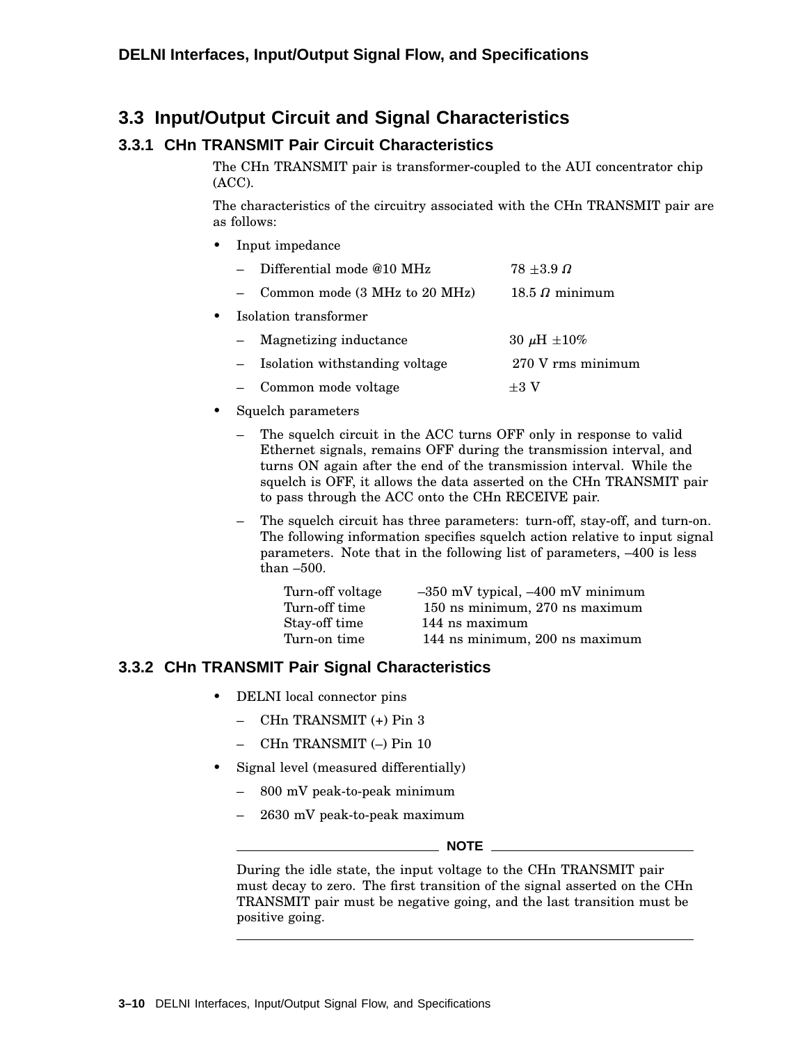## 3.3 Input/Output Circuit and Signal Characteristics

### 3.3.1 CHn TRANSMIT Pair Circuit Characteristics

The CHn TRANSMIT pair is transformer-coupled to the AUI concentrator chip (ACC).

The characteristics of the circuitry associated with the CHn TRANSMIT pair are as follows:

- Input impedance
  - Differential mode @10 MHz — 78 ±3.9 Ω
  - Common mode (3 MHz to 20 MHz) — 18.5 Ω minimum
- Isolation transformer
  - Magnetizing inductance — 30 μH ±10%
  - Isolation withstanding voltage — 270 V rms minimum
  - Common mode voltage — ±3 V
- Squelch parameters
  - The squelch circuit in the ACC turns OFF only in response to valid Ethernet signals, remains OFF during the transmission interval, and turns ON again after the end of the transmission interval. While the squelch is OFF, it allows the data asserted on the CHn TRANSMIT pair to pass through the ACC onto the CHn RECEIVE pair.
  - The squelch circuit has three parameters: turn-off, stay-off, and turn-on. The following information specifies squelch action relative to input signal parameters. Note that in the following list of parameters, –400 is less than –500.

| | |
|---|---|
| Turn-off voltage | –350 mV typical, –400 mV minimum |
| Turn-off time | 150 ns minimum, 270 ns maximum |
| Stay-off time | 144 ns maximum |
| Turn-on time | 144 ns minimum, 200 ns maximum |

### 3.3.2 CHn TRANSMIT Pair Signal Characteristics

- DELNI local connector pins
  - CHn TRANSMIT (+) Pin 3
  - CHn TRANSMIT (–) Pin 10
- Signal level (measured differentially)
  - 800 mV peak-to-peak minimum
  - 2630 mV peak-to-peak maximum

**NOTE**

During the idle state, the input voltage to the CHn TRANSMIT pair must decay to zero. The first transition of the signal asserted on the CHn TRANSMIT pair must be negative going, and the last transition must be positive going.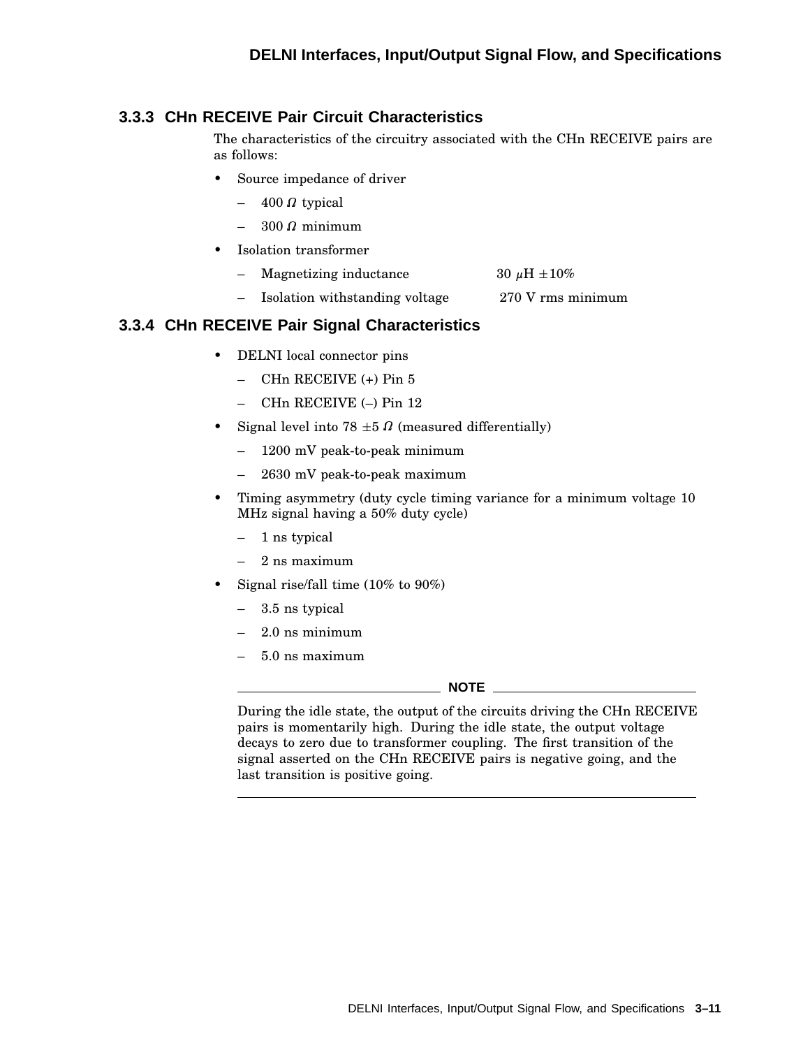### 3.3.3 CHn RECEIVE Pair Circuit Characteristics

The characteristics of the circuitry associated with the CHn RECEIVE pairs are as follows:

- Source impedance of driver
  - 400 $\Omega$ typical
  - 300 $\Omega$ minimum
- Isolation transformer
  - Magnetizing inductance — 30 $\mu$H $\pm$10%
  - Isolation withstanding voltage — 270 V rms minimum

### 3.3.4 CHn RECEIVE Pair Signal Characteristics

- DELNI local connector pins
  - CHn RECEIVE (+) Pin 5
  - CHn RECEIVE (–) Pin 12
- Signal level into 78 $\pm$5 $\Omega$ (measured differentially)
  - 1200 mV peak-to-peak minimum
  - 2630 mV peak-to-peak maximum
- Timing asymmetry (duty cycle timing variance for a minimum voltage 10 MHz signal having a 50% duty cycle)
  - 1 ns typical
  - 2 ns maximum
- Signal rise/fall time (10% to 90%)
  - 3.5 ns typical
  - 2.0 ns minimum
  - 5.0 ns maximum

---

**NOTE**

During the idle state, the output of the circuits driving the CHn RECEIVE pairs is momentarily high. During the idle state, the output voltage decays to zero due to transformer coupling. The first transition of the signal asserted on the CHn RECEIVE pairs is negative going, and the last transition is positive going.

---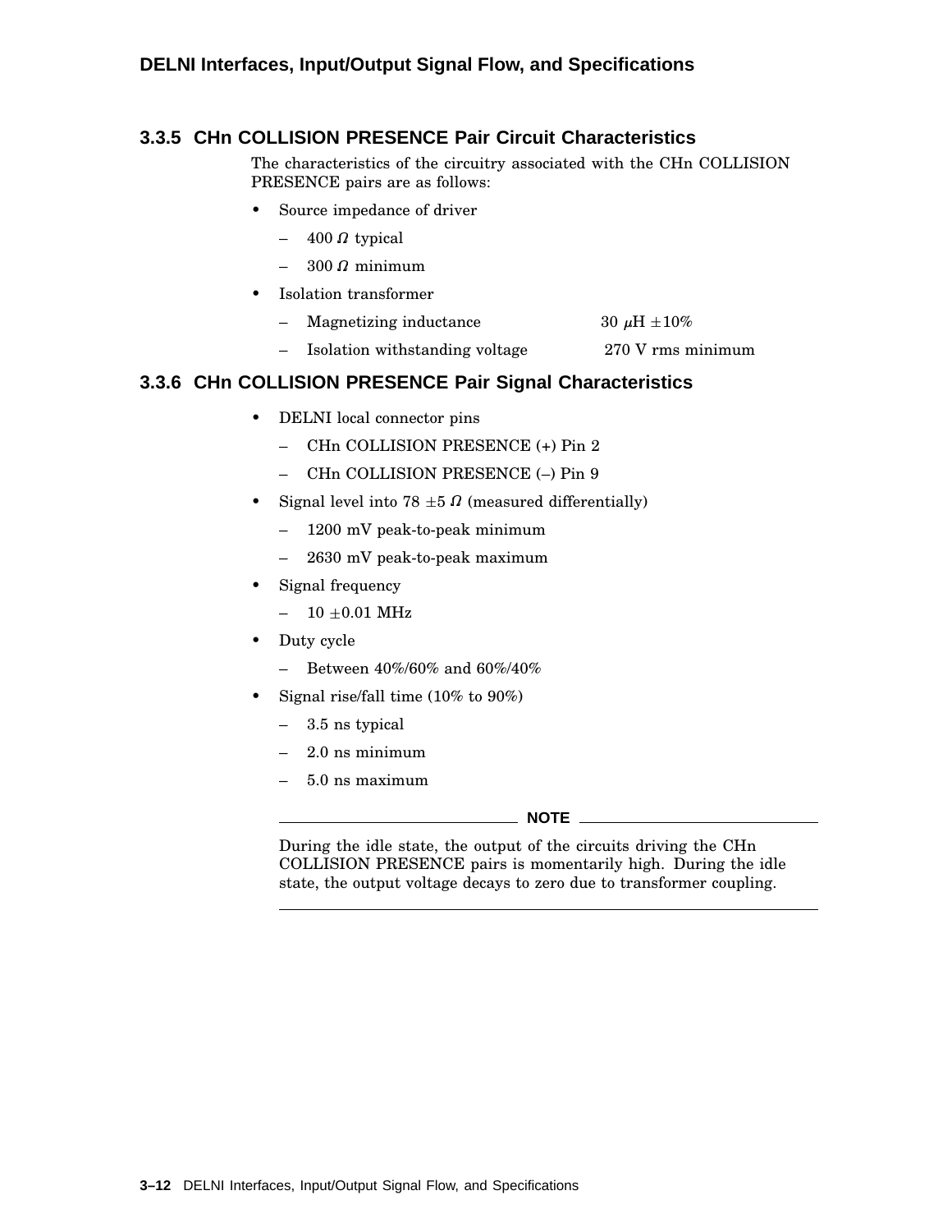### 3.3.5 CHn COLLISION PRESENCE Pair Circuit Characteristics

The characteristics of the circuitry associated with the CHn COLLISION PRESENCE pairs are as follows:

- Source impedance of driver
  - 400 $\Omega$ typical
  - 300 $\Omega$ minimum
- Isolation transformer
  - Magnetizing inductance 30 $\mu$H $\pm$10%
  - Isolation withstanding voltage 270 V rms minimum

### 3.3.6 CHn COLLISION PRESENCE Pair Signal Characteristics

- DELNI local connector pins
  - CHn COLLISION PRESENCE (+) Pin 2
  - CHn COLLISION PRESENCE (–) Pin 9
- Signal level into 78 $\pm$5 $\Omega$ (measured differentially)
  - 1200 mV peak-to-peak minimum
  - 2630 mV peak-to-peak maximum
- Signal frequency
  - 10 $\pm$0.01 MHz
- Duty cycle
  - Between 40%/60% and 60%/40%
- Signal rise/fall time (10% to 90%)
  - 3.5 ns typical
  - 2.0 ns minimum
  - 5.0 ns maximum

---

**NOTE**

During the idle state, the output of the circuits driving the CHn COLLISION PRESENCE pairs is momentarily high. During the idle state, the output voltage decays to zero due to transformer coupling.

---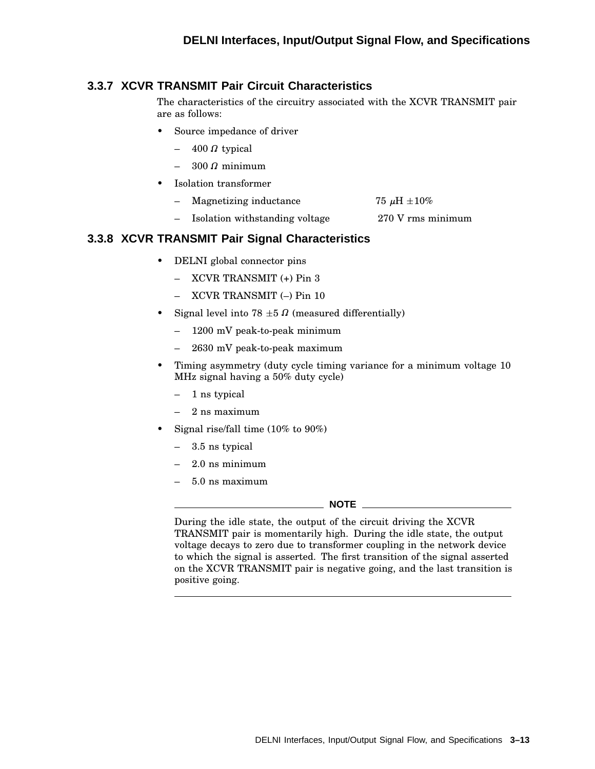### 3.3.7 XCVR TRANSMIT Pair Circuit Characteristics

The characteristics of the circuitry associated with the XCVR TRANSMIT pair are as follows:

- Source impedance of driver
  - 400 $\Omega$ typical
  - 300 $\Omega$ minimum
- Isolation transformer
  - Magnetizing inductance  75 $\mu$H $\pm$10%
  - Isolation withstanding voltage  270 V rms minimum

### 3.3.8 XCVR TRANSMIT Pair Signal Characteristics

- DELNI global connector pins
  - XCVR TRANSMIT (+) Pin 3
  - XCVR TRANSMIT (–) Pin 10
- Signal level into 78 $\pm$5 $\Omega$ (measured differentially)
  - 1200 mV peak-to-peak minimum
  - 2630 mV peak-to-peak maximum
- Timing asymmetry (duty cycle timing variance for a minimum voltage 10 MHz signal having a 50% duty cycle)
  - 1 ns typical
  - 2 ns maximum
- Signal rise/fall time (10% to 90%)
  - 3.5 ns typical
  - 2.0 ns minimum
  - 5.0 ns maximum

**NOTE**

During the idle state, the output of the circuit driving the XCVR TRANSMIT pair is momentarily high. During the idle state, the output voltage decays to zero due to transformer coupling in the network device to which the signal is asserted. The first transition of the signal asserted on the XCVR TRANSMIT pair is negative going, and the last transition is positive going.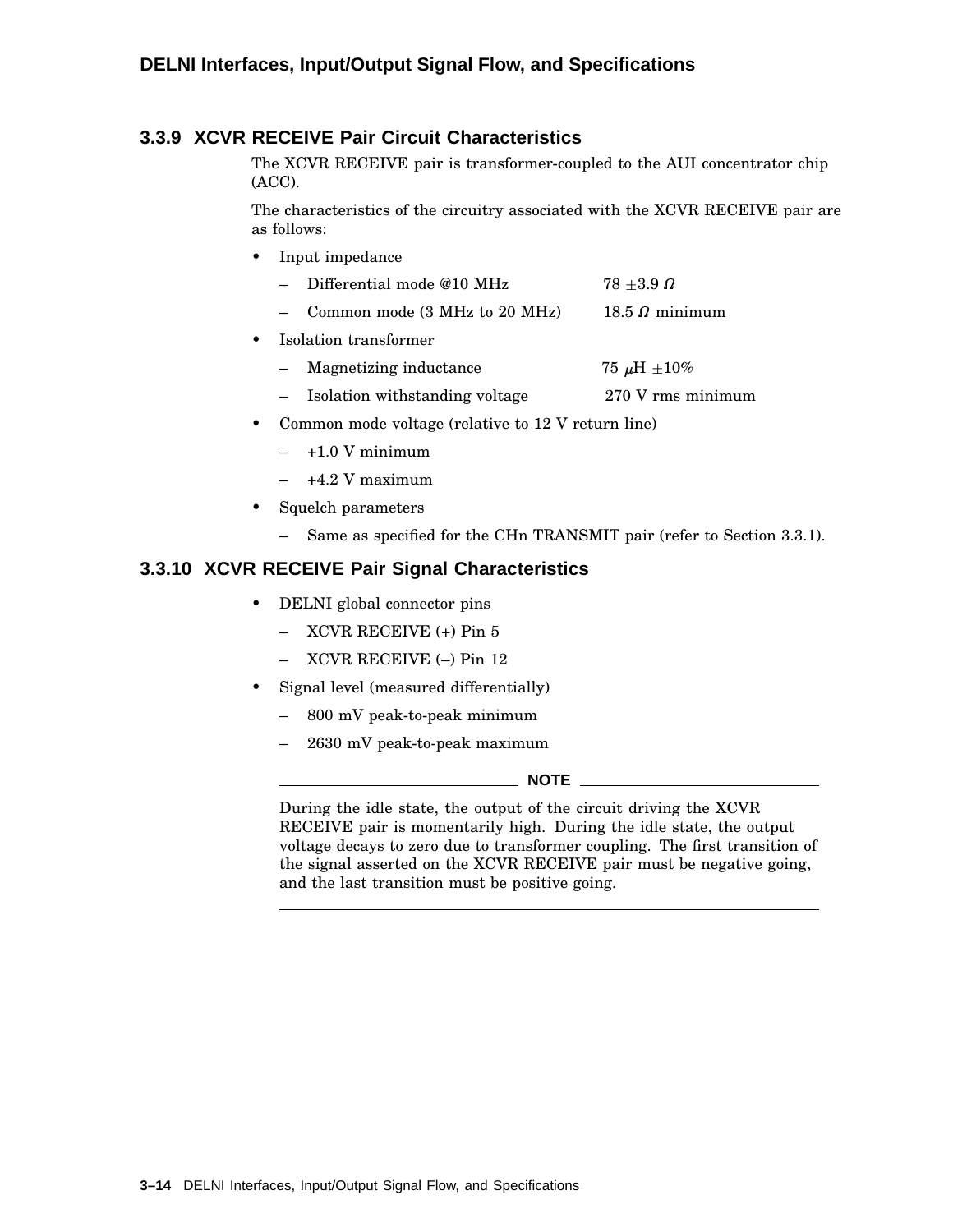### 3.3.9 XCVR RECEIVE Pair Circuit Characteristics

The XCVR RECEIVE pair is transformer-coupled to the AUI concentrator chip (ACC).

The characteristics of the circuitry associated with the XCVR RECEIVE pair are as follows:

- Input impedance
  - Differential mode @10 MHz — 78 ±3.9 Ω
  - Common mode (3 MHz to 20 MHz) — 18.5 Ω minimum
- Isolation transformer
  - Magnetizing inductance — 75 μH ±10%
  - Isolation withstanding voltage — 270 V rms minimum
- Common mode voltage (relative to 12 V return line)
  - +1.0 V minimum
  - +4.2 V maximum
- Squelch parameters
  - Same as specified for the CHn TRANSMIT pair (refer to Section 3.3.1).

### 3.3.10 XCVR RECEIVE Pair Signal Characteristics

- DELNI global connector pins
  - XCVR RECEIVE (+) Pin 5
  - XCVR RECEIVE (–) Pin 12
- Signal level (measured differentially)
  - 800 mV peak-to-peak minimum
  - 2630 mV peak-to-peak maximum

---

**NOTE**

During the idle state, the output of the circuit driving the XCVR RECEIVE pair is momentarily high. During the idle state, the output voltage decays to zero due to transformer coupling. The first transition of the signal asserted on the XCVR RECEIVE pair must be negative going, and the last transition must be positive going.

---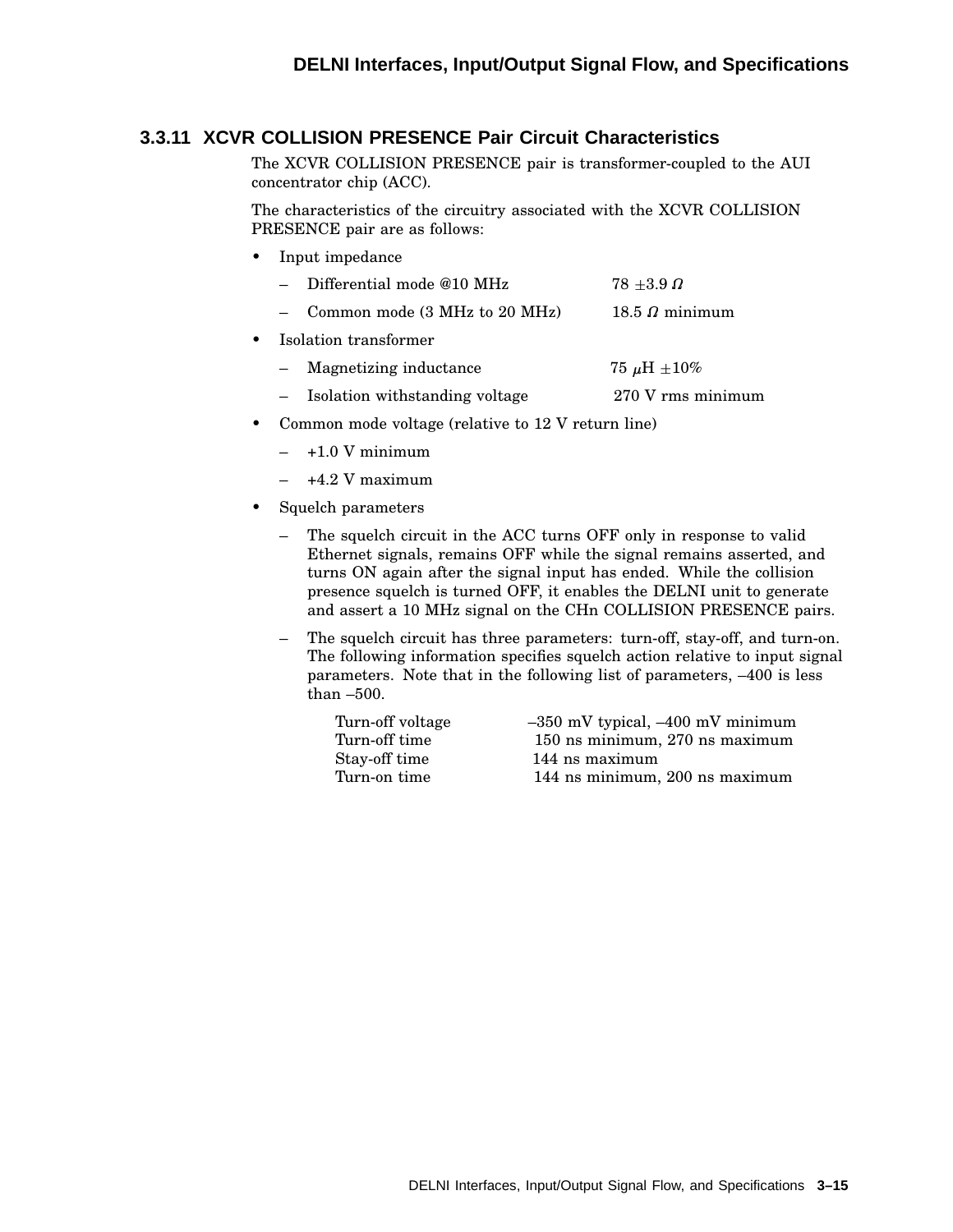### 3.3.11 XCVR COLLISION PRESENCE Pair Circuit Characteristics

The XCVR COLLISION PRESENCE pair is transformer-coupled to the AUI concentrator chip (ACC).

The characteristics of the circuitry associated with the XCVR COLLISION PRESENCE pair are as follows:

- Input impedance
  - Differential mode @10 MHz — 78 ±3.9 Ω
  - Common mode (3 MHz to 20 MHz) — 18.5 Ω minimum
- Isolation transformer
  - Magnetizing inductance — 75 μH ±10%
  - Isolation withstanding voltage — 270 V rms minimum
- Common mode voltage (relative to 12 V return line)
  - +1.0 V minimum
  - +4.2 V maximum
- Squelch parameters
  - The squelch circuit in the ACC turns OFF only in response to valid Ethernet signals, remains OFF while the signal remains asserted, and turns ON again after the signal input has ended. While the collision presence squelch is turned OFF, it enables the DELNI unit to generate and assert a 10 MHz signal on the CHn COLLISION PRESENCE pairs.
  - The squelch circuit has three parameters: turn-off, stay-off, and turn-on. The following information specifies squelch action relative to input signal parameters. Note that in the following list of parameters, –400 is less than –500.

| | |
|---|---|
| Turn-off voltage | –350 mV typical, –400 mV minimum |
| Turn-off time | 150 ns minimum, 270 ns maximum |
| Stay-off time | 144 ns maximum |
| Turn-on time | 144 ns minimum, 200 ns maximum |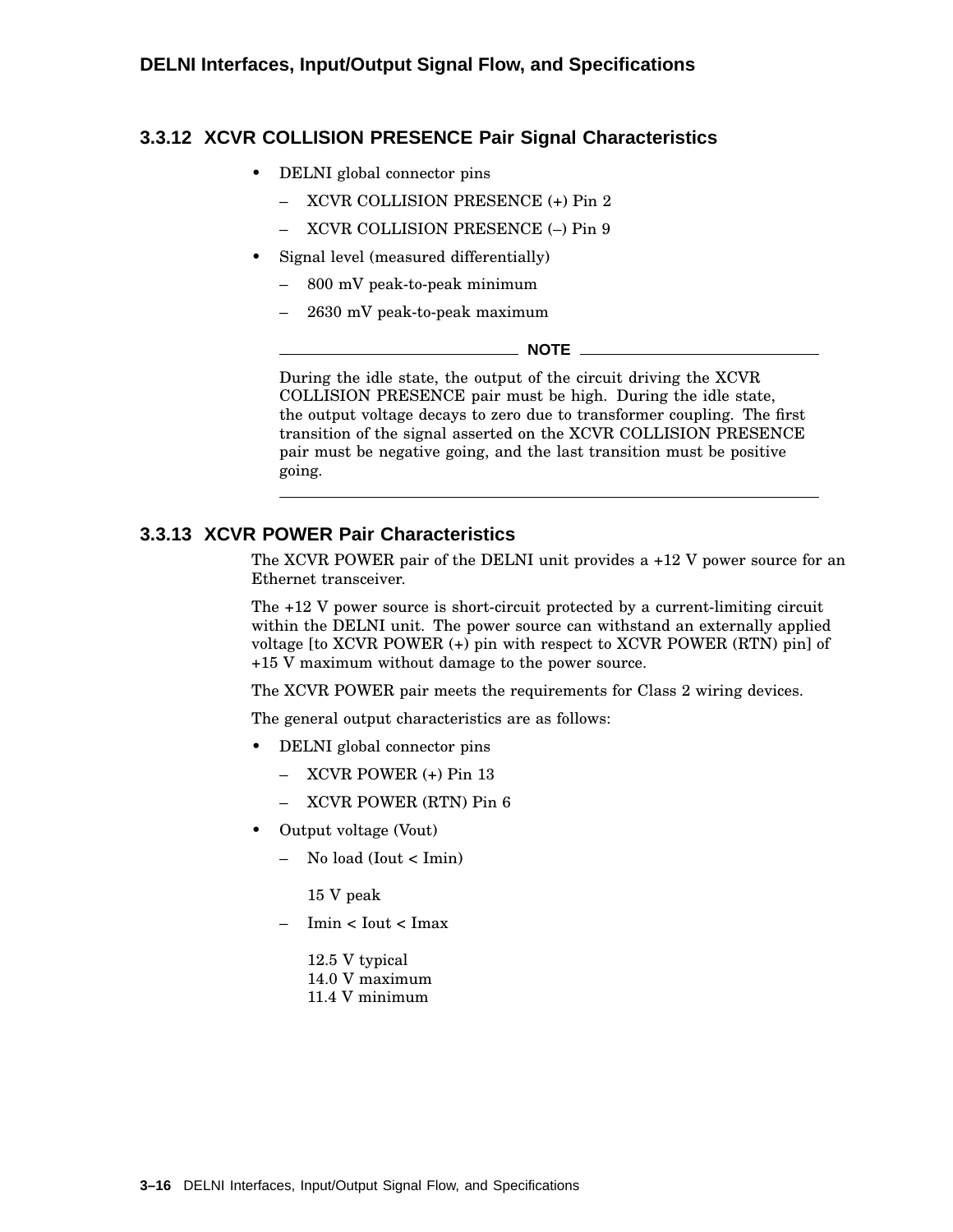### 3.3.12 XCVR COLLISION PRESENCE Pair Signal Characteristics

- DELNI global connector pins
  - XCVR COLLISION PRESENCE (+) Pin 2
  - XCVR COLLISION PRESENCE (–) Pin 9
- Signal level (measured differentially)
  - 800 mV peak-to-peak minimum
  - 2630 mV peak-to-peak maximum

---

**NOTE**

During the idle state, the output of the circuit driving the XCVR COLLISION PRESENCE pair must be high. During the idle state, the output voltage decays to zero due to transformer coupling. The first transition of the signal asserted on the XCVR COLLISION PRESENCE pair must be negative going, and the last transition must be positive going.

---

### 3.3.13 XCVR POWER Pair Characteristics

The XCVR POWER pair of the DELNI unit provides a +12 V power source for an Ethernet transceiver.

The +12 V power source is short-circuit protected by a current-limiting circuit within the DELNI unit. The power source can withstand an externally applied voltage [to XCVR POWER (+) pin with respect to XCVR POWER (RTN) pin] of +15 V maximum without damage to the power source.

The XCVR POWER pair meets the requirements for Class 2 wiring devices.

The general output characteristics are as follows:

- DELNI global connector pins
  - XCVR POWER (+) Pin 13
  - XCVR POWER (RTN) Pin 6
- Output voltage (Vout)
  - No load (Iout < Imin)

    15 V peak
  - Imin < Iout < Imax

    12.5 V typical  
    14.0 V maximum  
    11.4 V minimum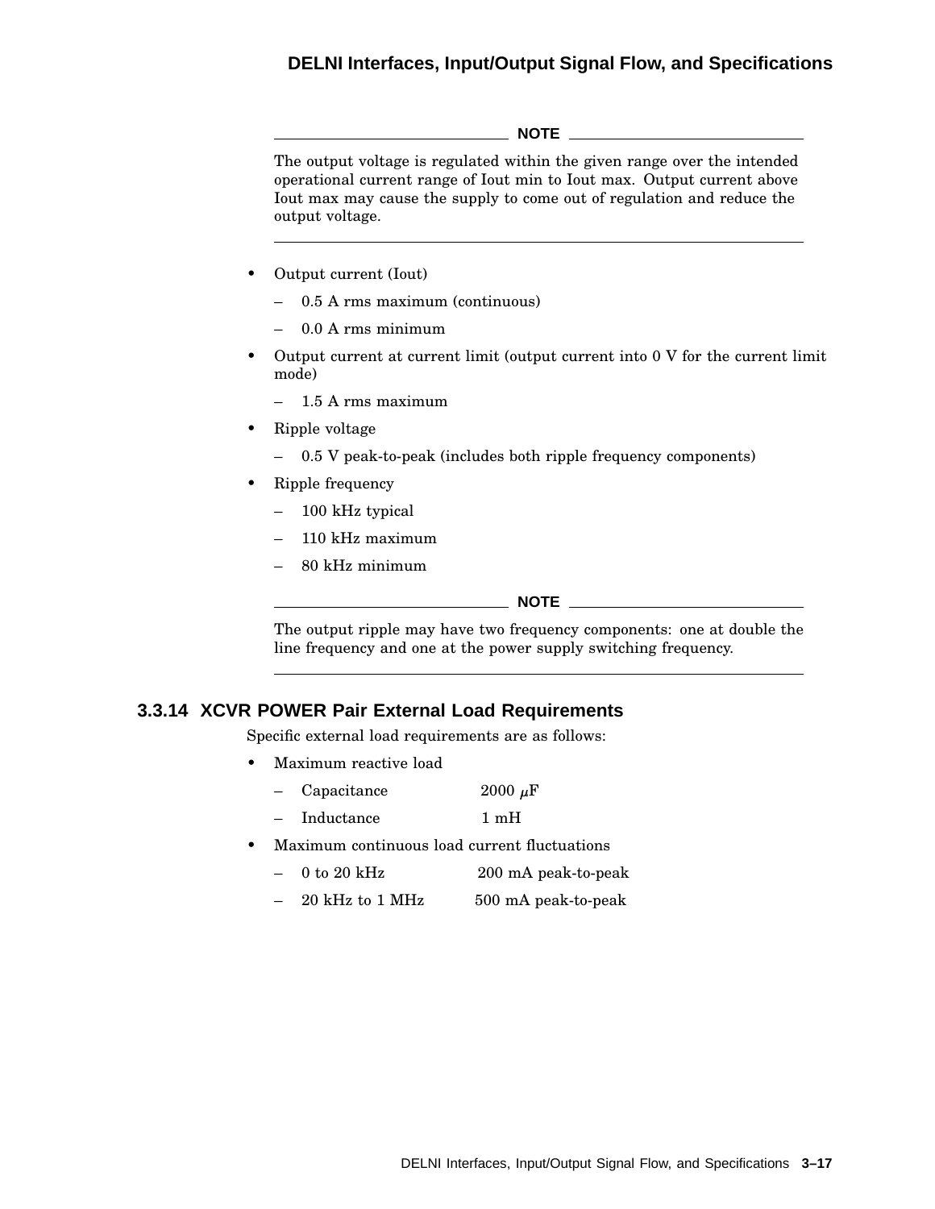---

**NOTE**

The output voltage is regulated within the given range over the intended operational current range of Iout min to Iout max. Output current above Iout max may cause the supply to come out of regulation and reduce the output voltage.

---

- Output current (Iout)
  - 0.5 A rms maximum (continuous)
  - 0.0 A rms minimum
- Output current at current limit (output current into 0 V for the current limit mode)
  - 1.5 A rms maximum
- Ripple voltage
  - 0.5 V peak-to-peak (includes both ripple frequency components)
- Ripple frequency
  - 100 kHz typical
  - 110 kHz maximum
  - 80 kHz minimum

---

**NOTE**

The output ripple may have two frequency components: one at double the line frequency and one at the power supply switching frequency.

---

### 3.3.14 XCVR POWER Pair External Load Requirements

Specific external load requirements are as follows:

- Maximum reactive load
  - Capacitance 2000 $\mu$F
  - Inductance 1 mH
- Maximum continuous load current fluctuations
  - 0 to 20 kHz 200 mA peak-to-peak
  - 20 kHz to 1 MHz 500 mA peak-to-peak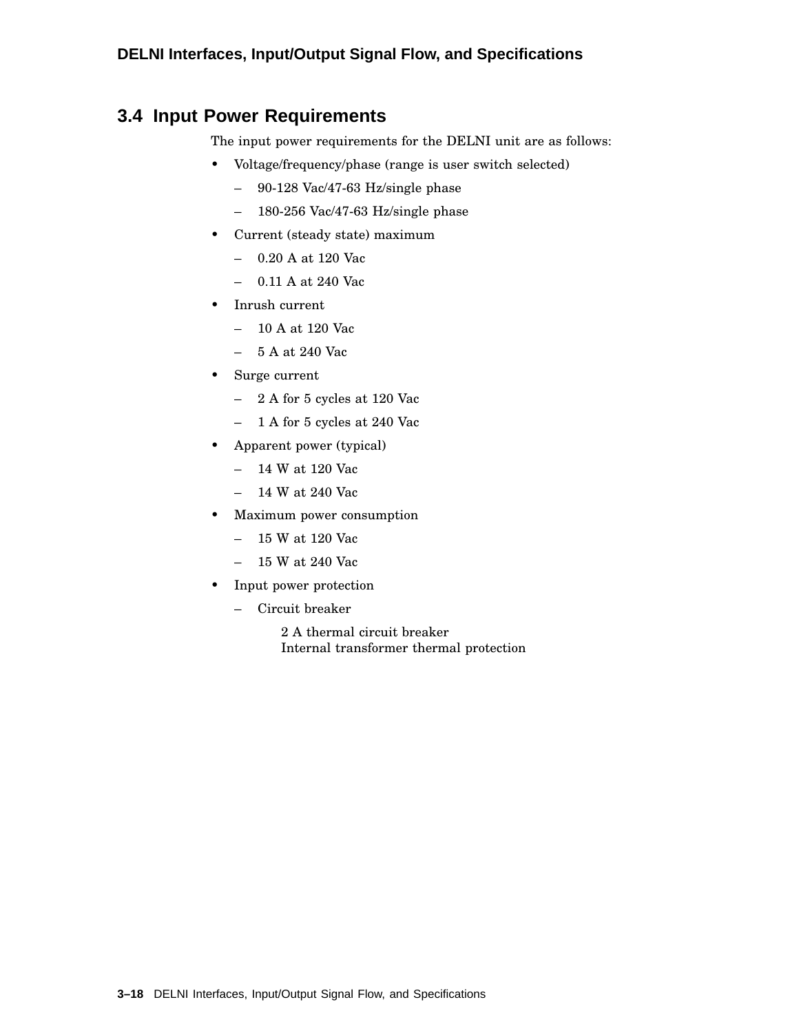## 3.4 Input Power Requirements

The input power requirements for the DELNI unit are as follows:

- Voltage/frequency/phase (range is user switch selected)
  - 90-128 Vac/47-63 Hz/single phase
  - 180-256 Vac/47-63 Hz/single phase
- Current (steady state) maximum
  - 0.20 A at 120 Vac
  - 0.11 A at 240 Vac
- Inrush current
  - 10 A at 120 Vac
  - 5 A at 240 Vac
- Surge current
  - 2 A for 5 cycles at 120 Vac
  - 1 A for 5 cycles at 240 Vac
- Apparent power (typical)
  - 14 W at 120 Vac
  - 14 W at 240 Vac
- Maximum power consumption
  - 15 W at 120 Vac
  - 15 W at 240 Vac
- Input power protection
  - Circuit breaker

    2 A thermal circuit breaker
    Internal transformer thermal protection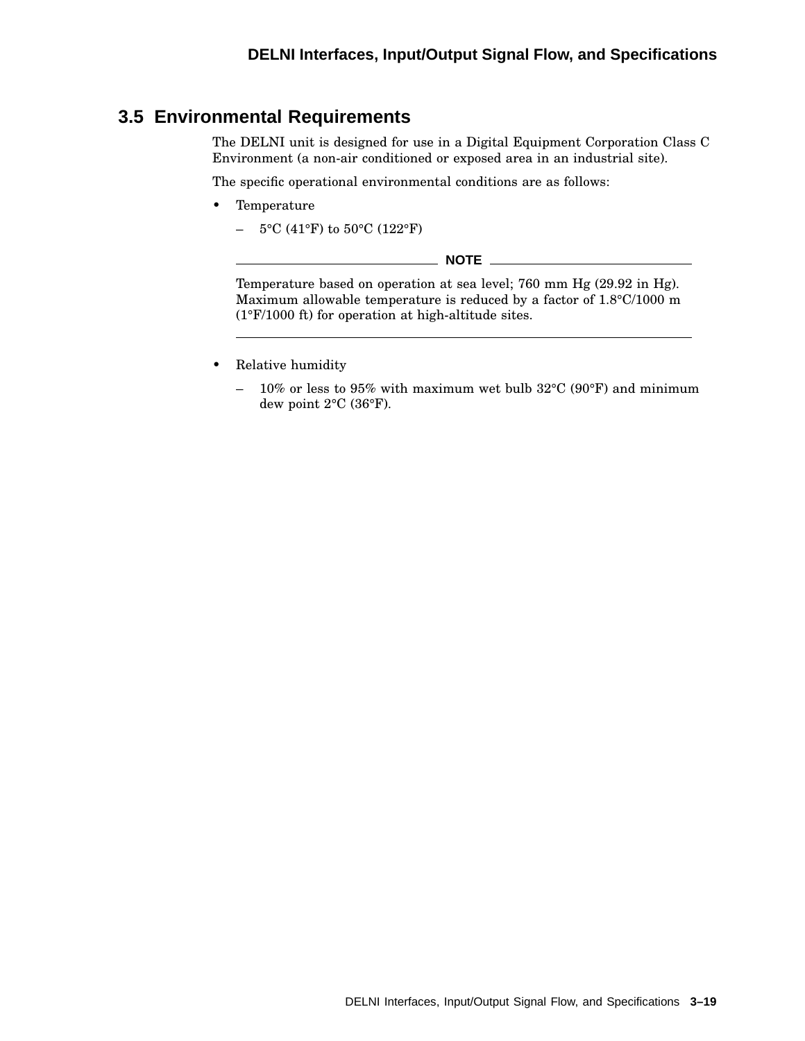## 3.5 Environmental Requirements

The DELNI unit is designed for use in a Digital Equipment Corporation Class C Environment (a non-air conditioned or exposed area in an industrial site).

The specific operational environmental conditions are as follows:

- Temperature
  - 5°C (41°F) to 50°C (122°F)

**NOTE**

Temperature based on operation at sea level; 760 mm Hg (29.92 in Hg). Maximum allowable temperature is reduced by a factor of 1.8°C/1000 m (1°F/1000 ft) for operation at high-altitude sites.

- Relative humidity
  - 10% or less to 95% with maximum wet bulb 32°C (90°F) and minimum dew point 2°C (36°F).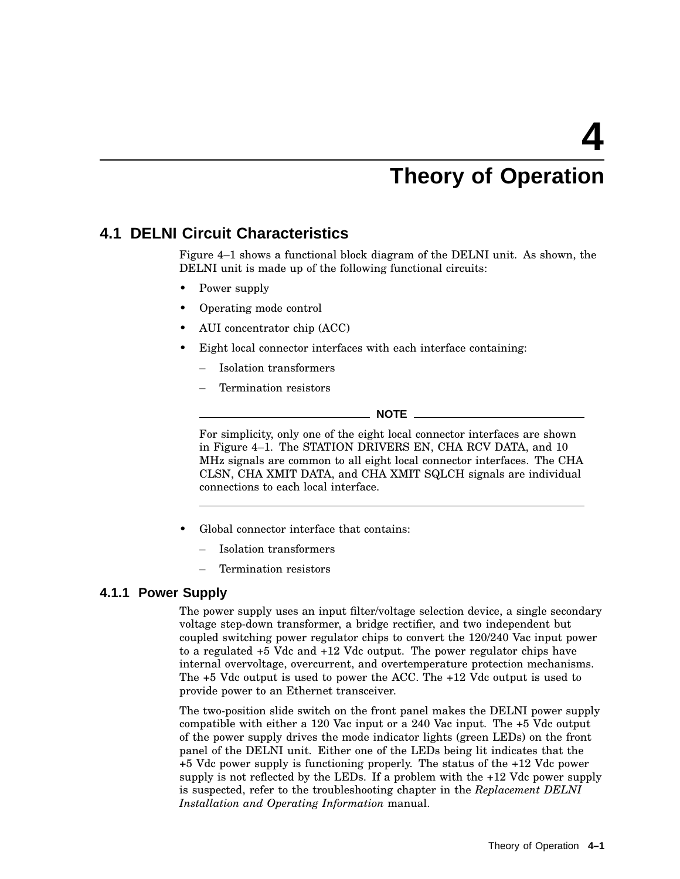# 4 Theory of Operation

## 4.1 DELNI Circuit Characteristics

Figure 4–1 shows a functional block diagram of the DELNI unit. As shown, the DELNI unit is made up of the following functional circuits:

- Power supply
- Operating mode control
- AUI concentrator chip (ACC)
- Eight local connector interfaces with each interface containing:
  - Isolation transformers
  - Termination resistors

**NOTE**

For simplicity, only one of the eight local connector interfaces are shown in Figure 4–1. The STATION DRIVERS EN, CHA RCV DATA, and 10 MHz signals are common to all eight local connector interfaces. The CHA CLSN, CHA XMIT DATA, and CHA XMIT SQLCH signals are individual connections to each local interface.

- Global connector interface that contains:
  - Isolation transformers
  - Termination resistors

### 4.1.1 Power Supply

The power supply uses an input filter/voltage selection device, a single secondary voltage step-down transformer, a bridge rectifier, and two independent but coupled switching power regulator chips to convert the 120/240 Vac input power to a regulated +5 Vdc and +12 Vdc output. The power regulator chips have internal overvoltage, overcurrent, and overtemperature protection mechanisms. The +5 Vdc output is used to power the ACC. The +12 Vdc output is used to provide power to an Ethernet transceiver.

The two-position slide switch on the front panel makes the DELNI power supply compatible with either a 120 Vac input or a 240 Vac input. The +5 Vdc output of the power supply drives the mode indicator lights (green LEDs) on the front panel of the DELNI unit. Either one of the LEDs being lit indicates that the +5 Vdc power supply is functioning properly. The status of the +12 Vdc power supply is not reflected by the LEDs. If a problem with the +12 Vdc power supply is suspected, refer to the troubleshooting chapter in the *Replacement DELNI Installation and Operating Information* manual.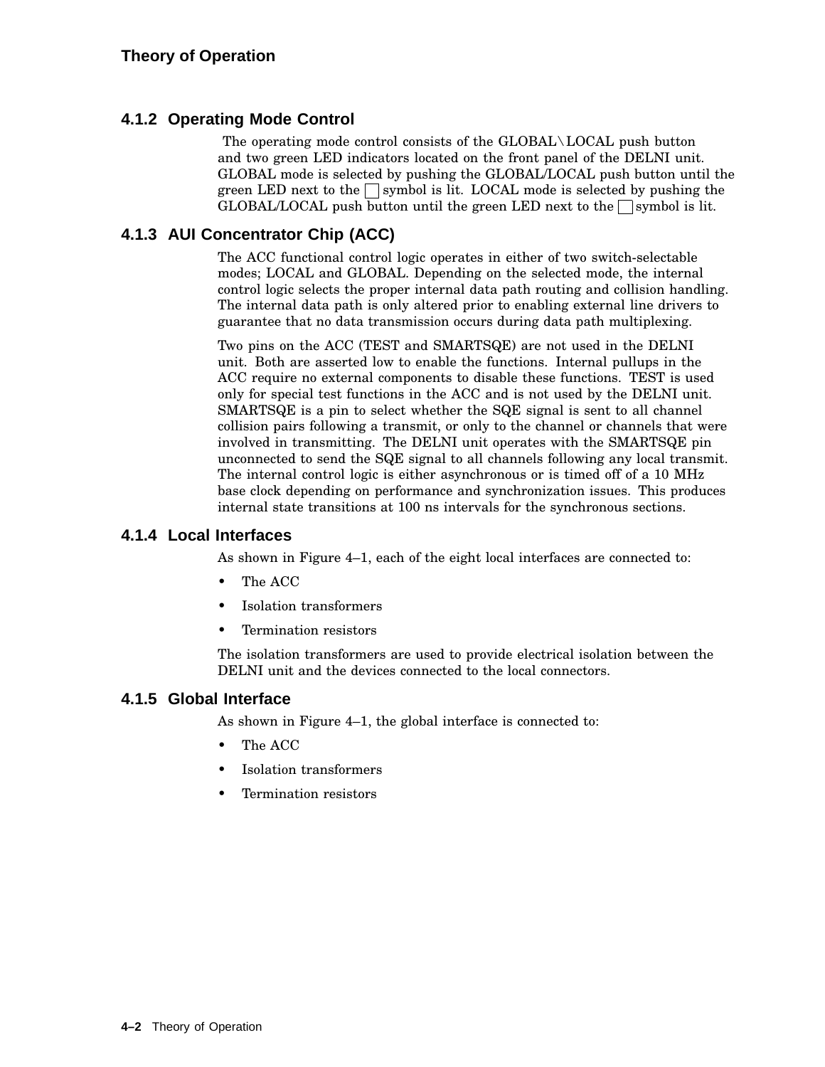### 4.1.2 Operating Mode Control

The operating mode control consists of the GLOBAL\LOCAL push button and two green LED indicators located on the front panel of the DELNI unit. GLOBAL mode is selected by pushing the GLOBAL/LOCAL push button until the green LED next to the ☐ symbol is lit. LOCAL mode is selected by pushing the GLOBAL/LOCAL push button until the green LED next to the ☐ symbol is lit.

### 4.1.3 AUI Concentrator Chip (ACC)

The ACC functional control logic operates in either of two switch-selectable modes; LOCAL and GLOBAL. Depending on the selected mode, the internal control logic selects the proper internal data path routing and collision handling. The internal data path is only altered prior to enabling external line drivers to guarantee that no data transmission occurs during data path multiplexing.

Two pins on the ACC (TEST and SMARTSQE) are not used in the DELNI unit. Both are asserted low to enable the functions. Internal pullups in the ACC require no external components to disable these functions. TEST is used only for special test functions in the ACC and is not used by the DELNI unit. SMARTSQE is a pin to select whether the SQE signal is sent to all channel collision pairs following a transmit, or only to the channel or channels that were involved in transmitting. The DELNI unit operates with the SMARTSQE pin unconnected to send the SQE signal to all channels following any local transmit. The internal control logic is either asynchronous or is timed off of a 10 MHz base clock depending on performance and synchronization issues. This produces internal state transitions at 100 ns intervals for the synchronous sections.

### 4.1.4 Local Interfaces

As shown in Figure 4–1, each of the eight local interfaces are connected to:

- The ACC
- Isolation transformers
- Termination resistors

The isolation transformers are used to provide electrical isolation between the DELNI unit and the devices connected to the local connectors.

### 4.1.5 Global Interface

As shown in Figure 4–1, the global interface is connected to:

- The ACC
- Isolation transformers
- Termination resistors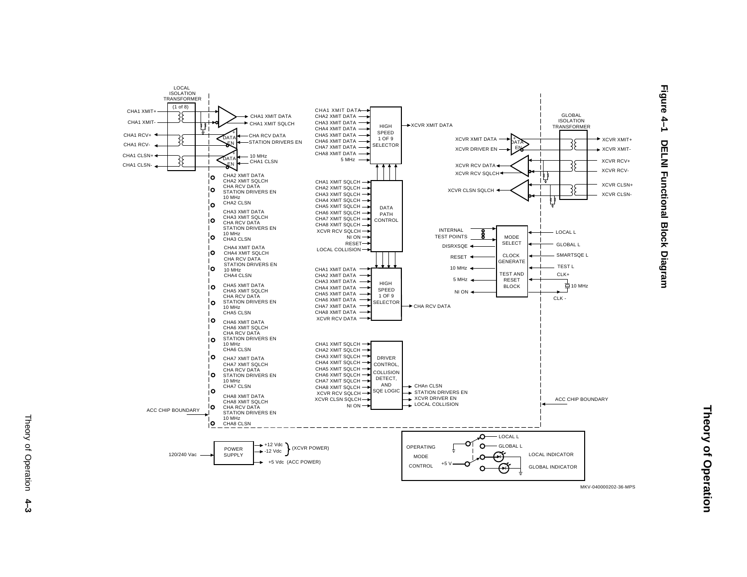**Figure 4–1 DELNI Functional Block Diagram**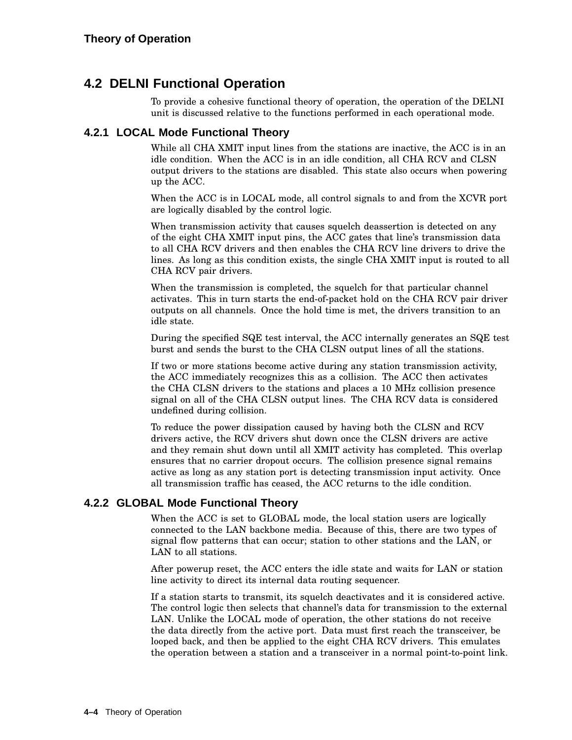## 4.2 DELNI Functional Operation

To provide a cohesive functional theory of operation, the operation of the DELNI unit is discussed relative to the functions performed in each operational mode.

### 4.2.1 LOCAL Mode Functional Theory

While all CHA XMIT input lines from the stations are inactive, the ACC is in an idle condition. When the ACC is in an idle condition, all CHA RCV and CLSN output drivers to the stations are disabled. This state also occurs when powering up the ACC.

When the ACC is in LOCAL mode, all control signals to and from the XCVR port are logically disabled by the control logic.

When transmission activity that causes squelch deassertion is detected on any of the eight CHA XMIT input pins, the ACC gates that line's transmission data to all CHA RCV drivers and then enables the CHA RCV line drivers to drive the lines. As long as this condition exists, the single CHA XMIT input is routed to all CHA RCV pair drivers.

When the transmission is completed, the squelch for that particular channel activates. This in turn starts the end-of-packet hold on the CHA RCV pair driver outputs on all channels. Once the hold time is met, the drivers transition to an idle state.

During the specified SQE test interval, the ACC internally generates an SQE test burst and sends the burst to the CHA CLSN output lines of all the stations.

If two or more stations become active during any station transmission activity, the ACC immediately recognizes this as a collision. The ACC then activates the CHA CLSN drivers to the stations and places a 10 MHz collision presence signal on all of the CHA CLSN output lines. The CHA RCV data is considered undefined during collision.

To reduce the power dissipation caused by having both the CLSN and RCV drivers active, the RCV drivers shut down once the CLSN drivers are active and they remain shut down until all XMIT activity has completed. This overlap ensures that no carrier dropout occurs. The collision presence signal remains active as long as any station port is detecting transmission input activity. Once all transmission traffic has ceased, the ACC returns to the idle condition.

### 4.2.2 GLOBAL Mode Functional Theory

When the ACC is set to GLOBAL mode, the local station users are logically connected to the LAN backbone media. Because of this, there are two types of signal flow patterns that can occur; station to other stations and the LAN, or LAN to all stations.

After powerup reset, the ACC enters the idle state and waits for LAN or station line activity to direct its internal data routing sequencer.

If a station starts to transmit, its squelch deactivates and it is considered active. The control logic then selects that channel's data for transmission to the external LAN. Unlike the LOCAL mode of operation, the other stations do not receive the data directly from the active port. Data must first reach the transceiver, be looped back, and then be applied to the eight CHA RCV drivers. This emulates the operation between a station and a transceiver in a normal point-to-point link.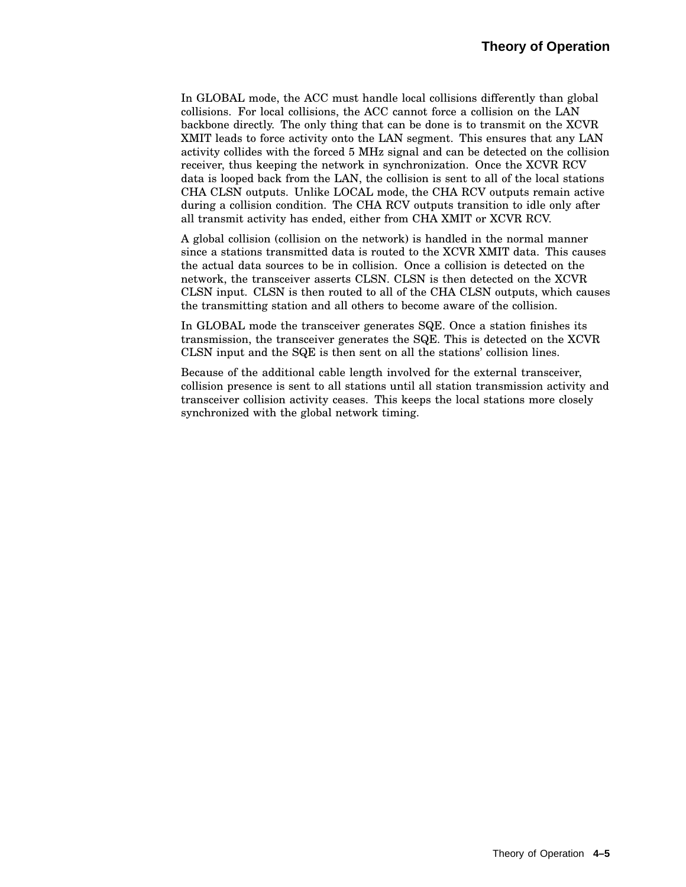In GLOBAL mode, the ACC must handle local collisions differently than global collisions. For local collisions, the ACC cannot force a collision on the LAN backbone directly. The only thing that can be done is to transmit on the XCVR XMIT leads to force activity onto the LAN segment. This ensures that any LAN activity collides with the forced 5 MHz signal and can be detected on the collision receiver, thus keeping the network in synchronization. Once the XCVR RCV data is looped back from the LAN, the collision is sent to all of the local stations CHA CLSN outputs. Unlike LOCAL mode, the CHA RCV outputs remain active during a collision condition. The CHA RCV outputs transition to idle only after all transmit activity has ended, either from CHA XMIT or XCVR RCV.

A global collision (collision on the network) is handled in the normal manner since a stations transmitted data is routed to the XCVR XMIT data. This causes the actual data sources to be in collision. Once a collision is detected on the network, the transceiver asserts CLSN. CLSN is then detected on the XCVR CLSN input. CLSN is then routed to all of the CHA CLSN outputs, which causes the transmitting station and all others to become aware of the collision.

In GLOBAL mode the transceiver generates SQE. Once a station finishes its transmission, the transceiver generates the SQE. This is detected on the XCVR CLSN input and the SQE is then sent on all the stations' collision lines.

Because of the additional cable length involved for the external transceiver, collision presence is sent to all stations until all station transmission activity and transceiver collision activity ceases. This keeps the local stations more closely synchronized with the global network timing.